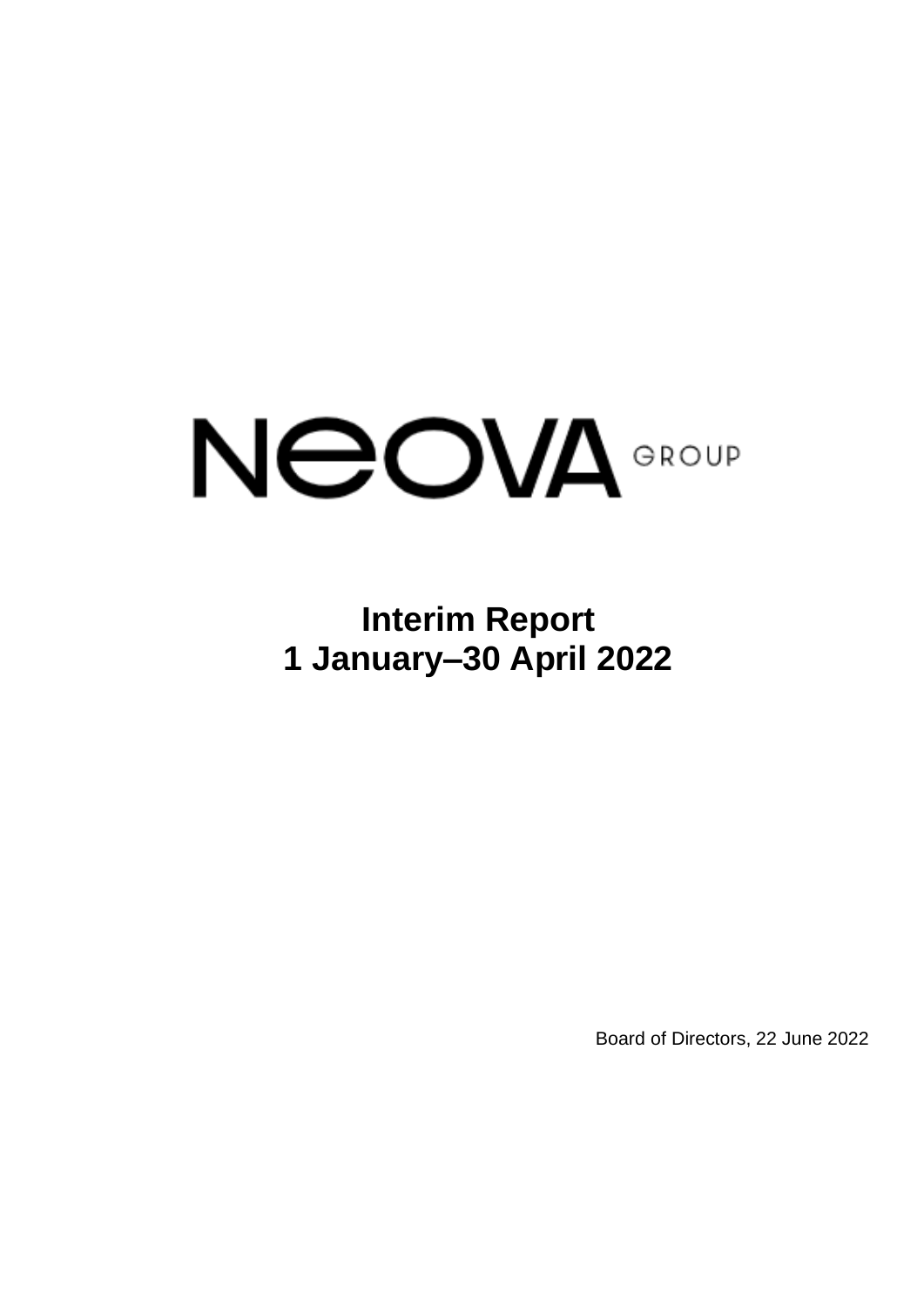NEOVA GROUP

# Interim Report
# 1 January–30 April 2022

Board of Directors, 22 June 2022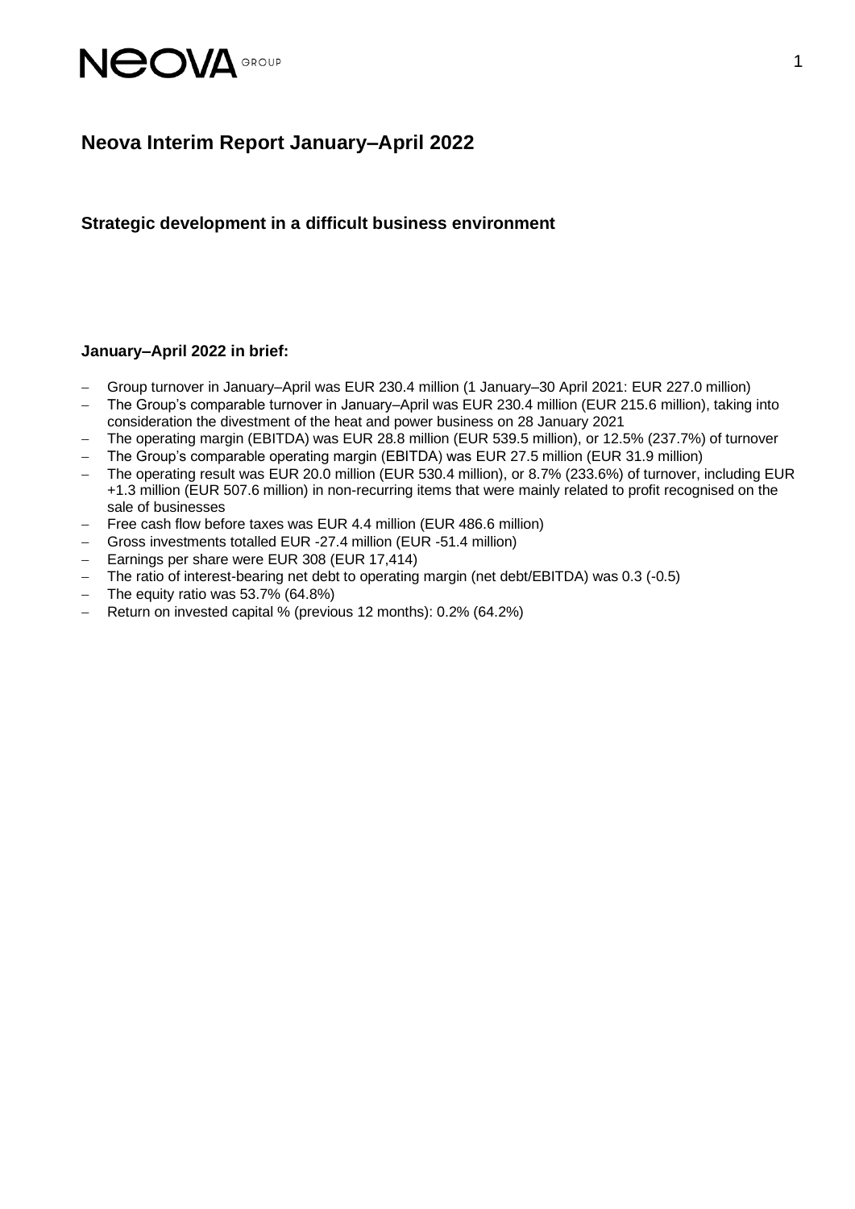# Neova Interim Report January–April 2022

## Strategic development in a difficult business environment

### January–April 2022 in brief:

- Group turnover in January–April was EUR 230.4 million (1 January–30 April 2021: EUR 227.0 million)
- The Group's comparable turnover in January–April was EUR 230.4 million (EUR 215.6 million), taking into consideration the divestment of the heat and power business on 28 January 2021
- The operating margin (EBITDA) was EUR 28.8 million (EUR 539.5 million), or 12.5% (237.7%) of turnover
- The Group's comparable operating margin (EBITDA) was EUR 27.5 million (EUR 31.9 million)
- The operating result was EUR 20.0 million (EUR 530.4 million), or 8.7% (233.6%) of turnover, including EUR +1.3 million (EUR 507.6 million) in non-recurring items that were mainly related to profit recognised on the sale of businesses
- Free cash flow before taxes was EUR 4.4 million (EUR 486.6 million)
- Gross investments totalled EUR -27.4 million (EUR -51.4 million)
- Earnings per share were EUR 308 (EUR 17,414)
- The ratio of interest-bearing net debt to operating margin (net debt/EBITDA) was 0.3 (-0.5)
- The equity ratio was 53.7% (64.8%)
- Return on invested capital % (previous 12 months): 0.2% (64.2%)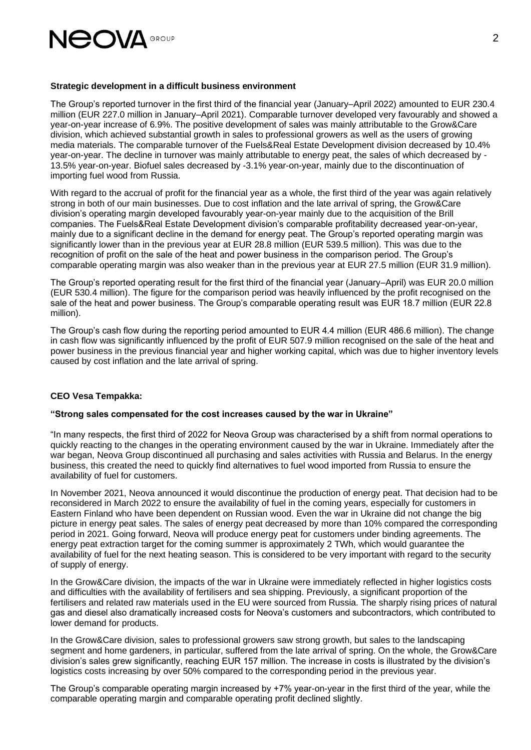**Strategic development in a difficult business environment**

The Group's reported turnover in the first third of the financial year (January–April 2022) amounted to EUR 230.4 million (EUR 227.0 million in January–April 2021). Comparable turnover developed very favourably and showed a year-on-year increase of 6.9%. The positive development of sales was mainly attributable to the Grow&Care division, which achieved substantial growth in sales to professional growers as well as the users of growing media materials. The comparable turnover of the Fuels&Real Estate Development division decreased by 10.4% year-on-year. The decline in turnover was mainly attributable to energy peat, the sales of which decreased by -13.5% year-on-year. Biofuel sales decreased by -3.1% year-on-year, mainly due to the discontinuation of importing fuel wood from Russia.

With regard to the accrual of profit for the financial year as a whole, the first third of the year was again relatively strong in both of our main businesses. Due to cost inflation and the late arrival of spring, the Grow&Care division's operating margin developed favourably year-on-year mainly due to the acquisition of the Brill companies. The Fuels&Real Estate Development division's comparable profitability decreased year-on-year, mainly due to a significant decline in the demand for energy peat. The Group's reported operating margin was significantly lower than in the previous year at EUR 28.8 million (EUR 539.5 million). This was due to the recognition of profit on the sale of the heat and power business in the comparison period. The Group's comparable operating margin was also weaker than in the previous year at EUR 27.5 million (EUR 31.9 million).

The Group's reported operating result for the first third of the financial year (January–April) was EUR 20.0 million (EUR 530.4 million). The figure for the comparison period was heavily influenced by the profit recognised on the sale of the heat and power business. The Group's comparable operating result was EUR 18.7 million (EUR 22.8 million).

The Group's cash flow during the reporting period amounted to EUR 4.4 million (EUR 486.6 million). The change in cash flow was significantly influenced by the profit of EUR 507.9 million recognised on the sale of the heat and power business in the previous financial year and higher working capital, which was due to higher inventory levels caused by cost inflation and the late arrival of spring.

**CEO Vesa Tempakka:**

**"Strong sales compensated for the cost increases caused by the war in Ukraine"**

"In many respects, the first third of 2022 for Neova Group was characterised by a shift from normal operations to quickly reacting to the changes in the operating environment caused by the war in Ukraine. Immediately after the war began, Neova Group discontinued all purchasing and sales activities with Russia and Belarus. In the energy business, this created the need to quickly find alternatives to fuel wood imported from Russia to ensure the availability of fuel for customers.

In November 2021, Neova announced it would discontinue the production of energy peat. That decision had to be reconsidered in March 2022 to ensure the availability of fuel in the coming years, especially for customers in Eastern Finland who have been dependent on Russian wood. Even the war in Ukraine did not change the big picture in energy peat sales. The sales of energy peat decreased by more than 10% compared the corresponding period in 2021. Going forward, Neova will produce energy peat for customers under binding agreements. The energy peat extraction target for the coming summer is approximately 2 TWh, which would guarantee the availability of fuel for the next heating season. This is considered to be very important with regard to the security of supply of energy.

In the Grow&Care division, the impacts of the war in Ukraine were immediately reflected in higher logistics costs and difficulties with the availability of fertilisers and sea shipping. Previously, a significant proportion of the fertilisers and related raw materials used in the EU were sourced from Russia. The sharply rising prices of natural gas and diesel also dramatically increased costs for Neova's customers and subcontractors, which contributed to lower demand for products.

In the Grow&Care division, sales to professional growers saw strong growth, but sales to the landscaping segment and home gardeners, in particular, suffered from the late arrival of spring. On the whole, the Grow&Care division's sales grew significantly, reaching EUR 157 million. The increase in costs is illustrated by the division's logistics costs increasing by over 50% compared to the corresponding period in the previous year.

The Group's comparable operating margin increased by +7% year-on-year in the first third of the year, while the comparable operating margin and comparable operating profit declined slightly.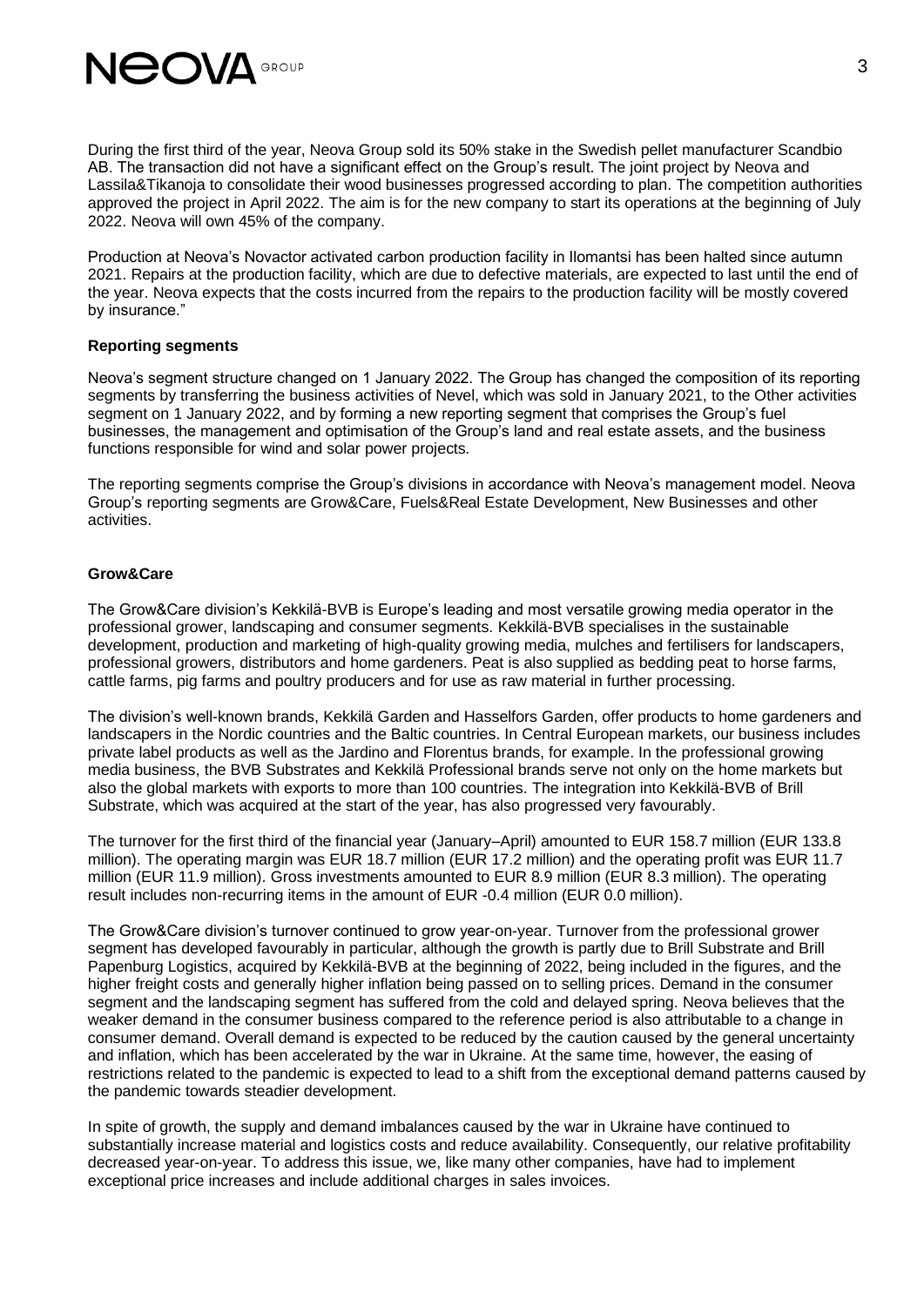During the first third of the year, Neova Group sold its 50% stake in the Swedish pellet manufacturer Scandbio AB. The transaction did not have a significant effect on the Group's result. The joint project by Neova and Lassila&Tikanoja to consolidate their wood businesses progressed according to plan. The competition authorities approved the project in April 2022. The aim is for the new company to start its operations at the beginning of July 2022. Neova will own 45% of the company.

Production at Neova's Novactor activated carbon production facility in Ilomantsi has been halted since autumn 2021. Repairs at the production facility, which are due to defective materials, are expected to last until the end of the year. Neova expects that the costs incurred from the repairs to the production facility will be mostly covered by insurance."

**Reporting segments**

Neova's segment structure changed on 1 January 2022. The Group has changed the composition of its reporting segments by transferring the business activities of Nevel, which was sold in January 2021, to the Other activities segment on 1 January 2022, and by forming a new reporting segment that comprises the Group's fuel businesses, the management and optimisation of the Group's land and real estate assets, and the business functions responsible for wind and solar power projects.

The reporting segments comprise the Group's divisions in accordance with Neova's management model. Neova Group's reporting segments are Grow&Care, Fuels&Real Estate Development, New Businesses and other activities.

**Grow&Care**

The Grow&Care division's Kekkilä-BVB is Europe's leading and most versatile growing media operator in the professional grower, landscaping and consumer segments. Kekkilä-BVB specialises in the sustainable development, production and marketing of high-quality growing media, mulches and fertilisers for landscapers, professional growers, distributors and home gardeners. Peat is also supplied as bedding peat to horse farms, cattle farms, pig farms and poultry producers and for use as raw material in further processing.

The division's well-known brands, Kekkilä Garden and Hasselfors Garden, offer products to home gardeners and landscapers in the Nordic countries and the Baltic countries. In Central European markets, our business includes private label products as well as the Jardino and Florentus brands, for example. In the professional growing media business, the BVB Substrates and Kekkilä Professional brands serve not only on the home markets but also the global markets with exports to more than 100 countries. The integration into Kekkilä-BVB of Brill Substrate, which was acquired at the start of the year, has also progressed very favourably.

The turnover for the first third of the financial year (January–April) amounted to EUR 158.7 million (EUR 133.8 million). The operating margin was EUR 18.7 million (EUR 17.2 million) and the operating profit was EUR 11.7 million (EUR 11.9 million). Gross investments amounted to EUR 8.9 million (EUR 8.3 million). The operating result includes non-recurring items in the amount of EUR -0.4 million (EUR 0.0 million).

The Grow&Care division's turnover continued to grow year-on-year. Turnover from the professional grower segment has developed favourably in particular, although the growth is partly due to Brill Substrate and Brill Papenburg Logistics, acquired by Kekkilä-BVB at the beginning of 2022, being included in the figures, and the higher freight costs and generally higher inflation being passed on to selling prices. Demand in the consumer segment and the landscaping segment has suffered from the cold and delayed spring. Neova believes that the weaker demand in the consumer business compared to the reference period is also attributable to a change in consumer demand. Overall demand is expected to be reduced by the caution caused by the general uncertainty and inflation, which has been accelerated by the war in Ukraine. At the same time, however, the easing of restrictions related to the pandemic is expected to lead to a shift from the exceptional demand patterns caused by the pandemic towards steadier development.

In spite of growth, the supply and demand imbalances caused by the war in Ukraine have continued to substantially increase material and logistics costs and reduce availability. Consequently, our relative profitability decreased year-on-year. To address this issue, we, like many other companies, have had to implement exceptional price increases and include additional charges in sales invoices.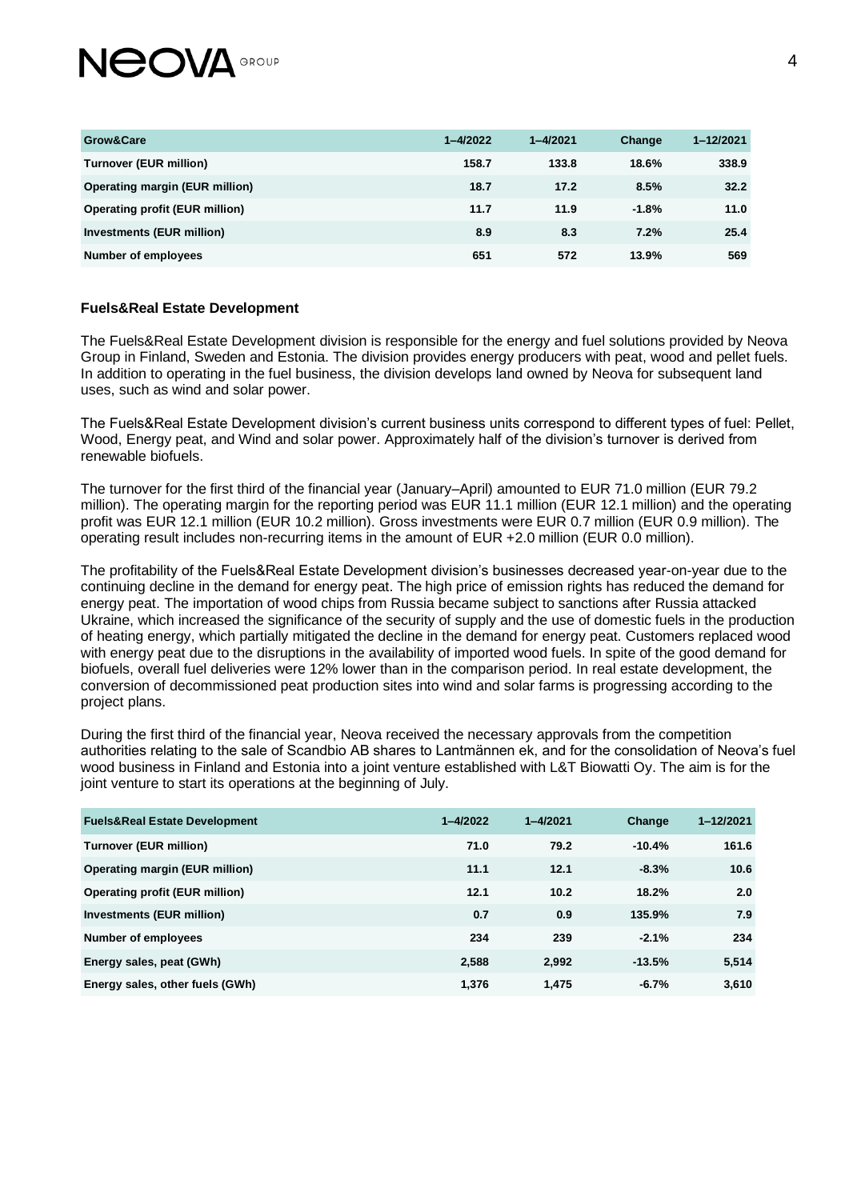| Grow&Care | 1–4/2022 | 1–4/2021 | Change | 1–12/2021 |
|---|---|---|---|---|
| Turnover (EUR million) | 158.7 | 133.8 | 18.6% | 338.9 |
| Operating margin (EUR million) | 18.7 | 17.2 | 8.5% | 32.2 |
| Operating profit (EUR million) | 11.7 | 11.9 | -1.8% | 11.0 |
| Investments (EUR million) | 8.9 | 8.3 | 7.2% | 25.4 |
| Number of employees | 651 | 572 | 13.9% | 569 |

### Fuels&Real Estate Development

The Fuels&Real Estate Development division is responsible for the energy and fuel solutions provided by Neova Group in Finland, Sweden and Estonia. The division provides energy producers with peat, wood and pellet fuels. In addition to operating in the fuel business, the division develops land owned by Neova for subsequent land uses, such as wind and solar power.

The Fuels&Real Estate Development division's current business units correspond to different types of fuel: Pellet, Wood, Energy peat, and Wind and solar power. Approximately half of the division's turnover is derived from renewable biofuels.

The turnover for the first third of the financial year (January–April) amounted to EUR 71.0 million (EUR 79.2 million). The operating margin for the reporting period was EUR 11.1 million (EUR 12.1 million) and the operating profit was EUR 12.1 million (EUR 10.2 million). Gross investments were EUR 0.7 million (EUR 0.9 million). The operating result includes non-recurring items in the amount of EUR +2.0 million (EUR 0.0 million).

The profitability of the Fuels&Real Estate Development division's businesses decreased year-on-year due to the continuing decline in the demand for energy peat. The high price of emission rights has reduced the demand for energy peat. The importation of wood chips from Russia became subject to sanctions after Russia attacked Ukraine, which increased the significance of the security of supply and the use of domestic fuels in the production of heating energy, which partially mitigated the decline in the demand for energy peat. Customers replaced wood with energy peat due to the disruptions in the availability of imported wood fuels. In spite of the good demand for biofuels, overall fuel deliveries were 12% lower than in the comparison period. In real estate development, the conversion of decommissioned peat production sites into wind and solar farms is progressing according to the project plans.

During the first third of the financial year, Neova received the necessary approvals from the competition authorities relating to the sale of Scandbio AB shares to Lantmännen ek, and for the consolidation of Neova's fuel wood business in Finland and Estonia into a joint venture established with L&T Biowatti Oy. The aim is for the joint venture to start its operations at the beginning of July.

| Fuels&Real Estate Development | 1–4/2022 | 1–4/2021 | Change | 1–12/2021 |
|---|---|---|---|---|
| Turnover (EUR million) | 71.0 | 79.2 | -10.4% | 161.6 |
| Operating margin (EUR million) | 11.1 | 12.1 | -8.3% | 10.6 |
| Operating profit (EUR million) | 12.1 | 10.2 | 18.2% | 2.0 |
| Investments (EUR million) | 0.7 | 0.9 | 135.9% | 7.9 |
| Number of employees | 234 | 239 | -2.1% | 234 |
| Energy sales, peat (GWh) | 2,588 | 2,992 | -13.5% | 5,514 |
| Energy sales, other fuels (GWh) | 1,376 | 1,475 | -6.7% | 3,610 |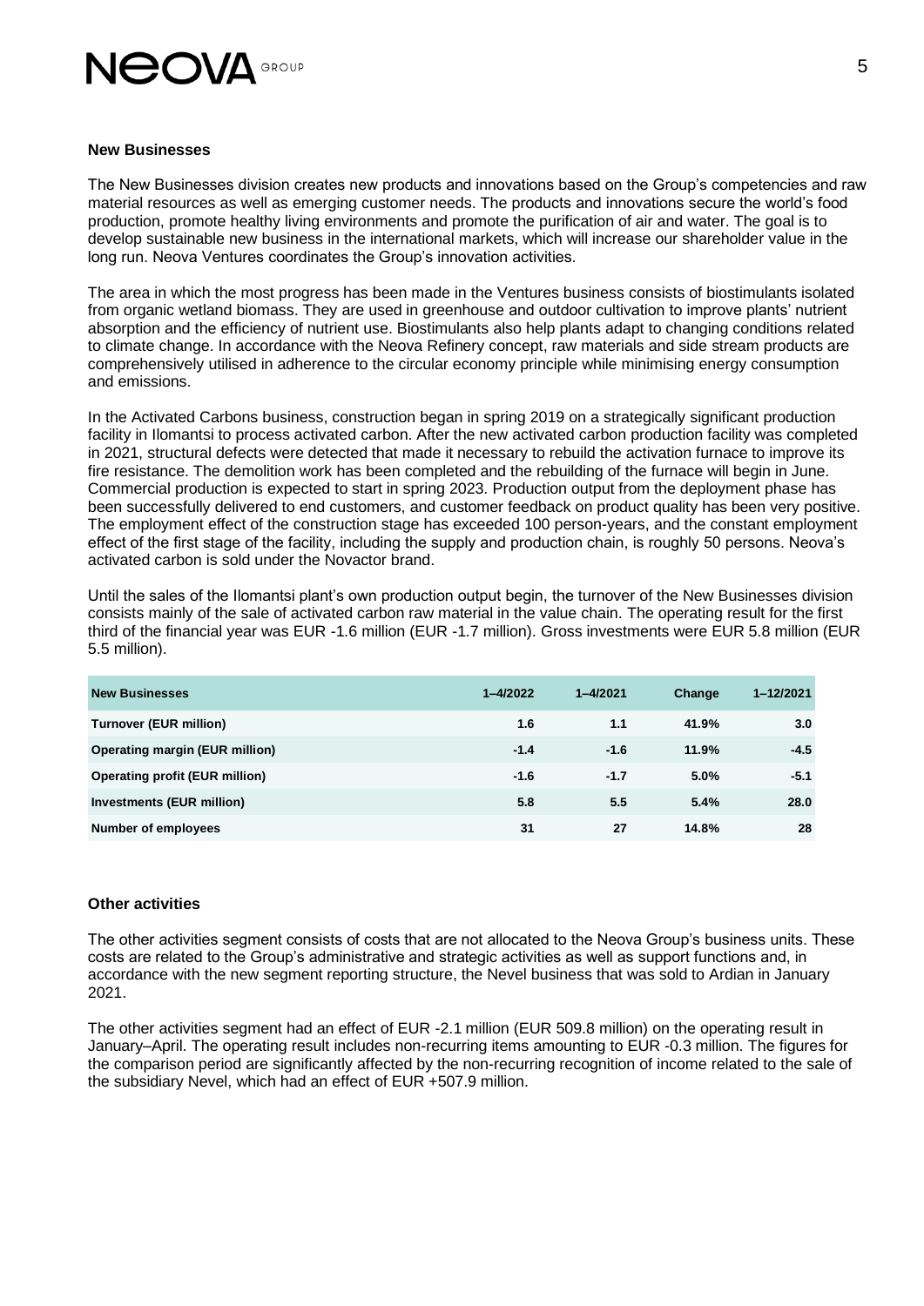### New Businesses

The New Businesses division creates new products and innovations based on the Group's competencies and raw material resources as well as emerging customer needs. The products and innovations secure the world's food production, promote healthy living environments and promote the purification of air and water. The goal is to develop sustainable new business in the international markets, which will increase our shareholder value in the long run. Neova Ventures coordinates the Group's innovation activities.

The area in which the most progress has been made in the Ventures business consists of biostimulants isolated from organic wetland biomass. They are used in greenhouse and outdoor cultivation to improve plants' nutrient absorption and the efficiency of nutrient use. Biostimulants also help plants adapt to changing conditions related to climate change. In accordance with the Neova Refinery concept, raw materials and side stream products are comprehensively utilised in adherence to the circular economy principle while minimising energy consumption and emissions.

In the Activated Carbons business, construction began in spring 2019 on a strategically significant production facility in Ilomantsi to process activated carbon. After the new activated carbon production facility was completed in 2021, structural defects were detected that made it necessary to rebuild the activation furnace to improve its fire resistance. The demolition work has been completed and the rebuilding of the furnace will begin in June. Commercial production is expected to start in spring 2023. Production output from the deployment phase has been successfully delivered to end customers, and customer feedback on product quality has been very positive. The employment effect of the construction stage has exceeded 100 person-years, and the constant employment effect of the first stage of the facility, including the supply and production chain, is roughly 50 persons. Neova's activated carbon is sold under the Novactor brand.

Until the sales of the Ilomantsi plant's own production output begin, the turnover of the New Businesses division consists mainly of the sale of activated carbon raw material in the value chain. The operating result for the first third of the financial year was EUR -1.6 million (EUR -1.7 million). Gross investments were EUR 5.8 million (EUR 5.5 million).

| New Businesses | 1–4/2022 | 1–4/2021 | Change | 1–12/2021 |
|---|---|---|---|---|
| Turnover (EUR million) | 1.6 | 1.1 | 41.9% | 3.0 |
| Operating margin (EUR million) | -1.4 | -1.6 | 11.9% | -4.5 |
| Operating profit (EUR million) | -1.6 | -1.7 | 5.0% | -5.1 |
| Investments (EUR million) | 5.8 | 5.5 | 5.4% | 28.0 |
| Number of employees | 31 | 27 | 14.8% | 28 |

### Other activities

The other activities segment consists of costs that are not allocated to the Neova Group's business units. These costs are related to the Group's administrative and strategic activities as well as support functions and, in accordance with the new segment reporting structure, the Nevel business that was sold to Ardian in January 2021.

The other activities segment had an effect of EUR -2.1 million (EUR 509.8 million) on the operating result in January–April. The operating result includes non-recurring items amounting to EUR -0.3 million. The figures for the comparison period are significantly affected by the non-recurring recognition of income related to the sale of the subsidiary Nevel, which had an effect of EUR +507.9 million.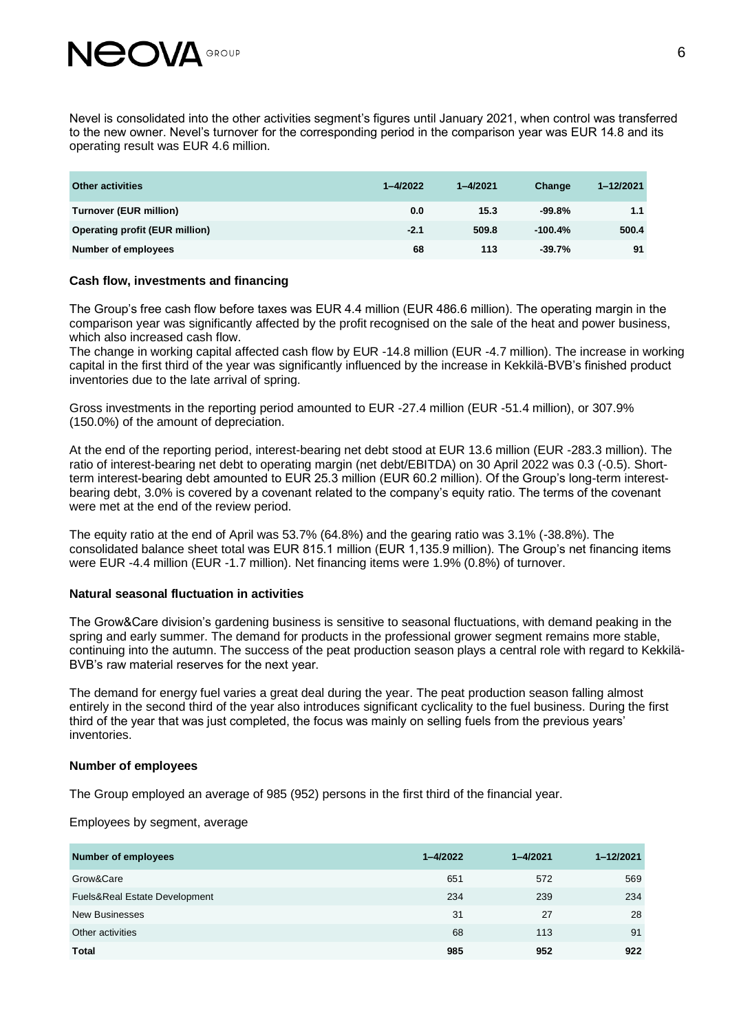Nevel is consolidated into the other activities segment's figures until January 2021, when control was transferred to the new owner. Nevel's turnover for the corresponding period in the comparison year was EUR 14.8 and its operating result was EUR 4.6 million.

| Other activities | 1–4/2022 | 1–4/2021 | Change | 1–12/2021 |
|---|---|---|---|---|
| **Turnover (EUR million)** | **0.0** | **15.3** | **-99.8%** | **1.1** |
| **Operating profit (EUR million)** | **-2.1** | **509.8** | **-100.4%** | **500.4** |
| **Number of employees** | **68** | **113** | **-39.7%** | **91** |

### Cash flow, investments and financing

The Group's free cash flow before taxes was EUR 4.4 million (EUR 486.6 million). The operating margin in the comparison year was significantly affected by the profit recognised on the sale of the heat and power business, which also increased cash flow.

The change in working capital affected cash flow by EUR -14.8 million (EUR -4.7 million). The increase in working capital in the first third of the year was significantly influenced by the increase in Kekkilä-BVB's finished product inventories due to the late arrival of spring.

Gross investments in the reporting period amounted to EUR -27.4 million (EUR -51.4 million), or 307.9% (150.0%) of the amount of depreciation.

At the end of the reporting period, interest-bearing net debt stood at EUR 13.6 million (EUR -283.3 million). The ratio of interest-bearing net debt to operating margin (net debt/EBITDA) on 30 April 2022 was 0.3 (-0.5). Short-term interest-bearing debt amounted to EUR 25.3 million (EUR 60.2 million). Of the Group's long-term interest-bearing debt, 3.0% is covered by a covenant related to the company's equity ratio. The terms of the covenant were met at the end of the review period.

The equity ratio at the end of April was 53.7% (64.8%) and the gearing ratio was 3.1% (-38.8%). The consolidated balance sheet total was EUR 815.1 million (EUR 1,135.9 million). The Group's net financing items were EUR -4.4 million (EUR -1.7 million). Net financing items were 1.9% (0.8%) of turnover.

### Natural seasonal fluctuation in activities

The Grow&Care division's gardening business is sensitive to seasonal fluctuations, with demand peaking in the spring and early summer. The demand for products in the professional grower segment remains more stable, continuing into the autumn. The success of the peat production season plays a central role with regard to Kekkilä-BVB's raw material reserves for the next year.

The demand for energy fuel varies a great deal during the year. The peat production season falling almost entirely in the second third of the year also introduces significant cyclicality to the fuel business. During the first third of the year that was just completed, the focus was mainly on selling fuels from the previous years' inventories.

### Number of employees

The Group employed an average of 985 (952) persons in the first third of the financial year.

Employees by segment, average

| Number of employees | 1–4/2022 | 1–4/2021 | 1–12/2021 |
|---|---|---|---|
| Grow&Care | 651 | 572 | 569 |
| Fuels&Real Estate Development | 234 | 239 | 234 |
| New Businesses | 31 | 27 | 28 |
| Other activities | 68 | 113 | 91 |
| **Total** | **985** | **952** | **922** |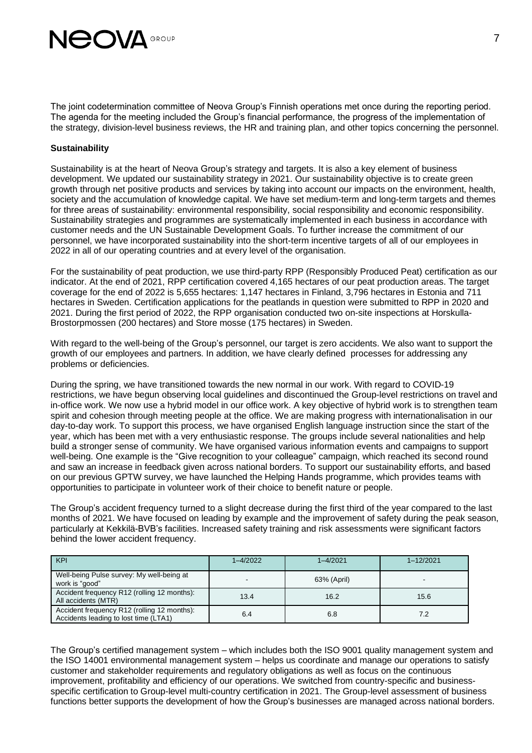The joint codetermination committee of Neova Group's Finnish operations met once during the reporting period. The agenda for the meeting included the Group's financial performance, the progress of the implementation of the strategy, division-level business reviews, the HR and training plan, and other topics concerning the personnel.

**Sustainability**

Sustainability is at the heart of Neova Group's strategy and targets. It is also a key element of business development. We updated our sustainability strategy in 2021. Our sustainability objective is to create green growth through net positive products and services by taking into account our impacts on the environment, health, society and the accumulation of knowledge capital. We have set medium-term and long-term targets and themes for three areas of sustainability: environmental responsibility, social responsibility and economic responsibility. Sustainability strategies and programmes are systematically implemented in each business in accordance with customer needs and the UN Sustainable Development Goals. To further increase the commitment of our personnel, we have incorporated sustainability into the short-term incentive targets of all of our employees in 2022 in all of our operating countries and at every level of the organisation.

For the sustainability of peat production, we use third-party RPP (Responsibly Produced Peat) certification as our indicator. At the end of 2021, RPP certification covered 4,165 hectares of our peat production areas. The target coverage for the end of 2022 is 5,655 hectares: 1,147 hectares in Finland, 3,796 hectares in Estonia and 711 hectares in Sweden. Certification applications for the peatlands in question were submitted to RPP in 2020 and 2021. During the first period of 2022, the RPP organisation conducted two on-site inspections at Horskulla-Brostorpmossen (200 hectares) and Store mosse (175 hectares) in Sweden.

With regard to the well-being of the Group's personnel, our target is zero accidents. We also want to support the growth of our employees and partners. In addition, we have clearly defined processes for addressing any problems or deficiencies.

During the spring, we have transitioned towards the new normal in our work. With regard to COVID-19 restrictions, we have begun observing local guidelines and discontinued the Group-level restrictions on travel and in-office work. We now use a hybrid model in our office work. A key objective of hybrid work is to strengthen team spirit and cohesion through meeting people at the office. We are making progress with internationalisation in our day-to-day work. To support this process, we have organised English language instruction since the start of the year, which has been met with a very enthusiastic response. The groups include several nationalities and help build a stronger sense of community. We have organised various information events and campaigns to support well-being. One example is the "Give recognition to your colleague" campaign, which reached its second round and saw an increase in feedback given across national borders. To support our sustainability efforts, and based on our previous GPTW survey, we have launched the Helping Hands programme, which provides teams with opportunities to participate in volunteer work of their choice to benefit nature or people.

The Group's accident frequency turned to a slight decrease during the first third of the year compared to the last months of 2021. We have focused on leading by example and the improvement of safety during the peak season, particularly at Kekkilä-BVB's facilities. Increased safety training and risk assessments were significant factors behind the lower accident frequency.

| KPI | 1–4/2022 | 1–4/2021 | 1–12/2021 |
|---|---|---|---|
| Well-being Pulse survey: My well-being at work is "good" | - | 63% (April) | - |
| Accident frequency R12 (rolling 12 months): All accidents (MTR) | 13.4 | 16.2 | 15.6 |
| Accident frequency R12 (rolling 12 months): Accidents leading to lost time (LTA1) | 6.4 | 6.8 | 7.2 |

The Group's certified management system – which includes both the ISO 9001 quality management system and the ISO 14001 environmental management system – helps us coordinate and manage our operations to satisfy customer and stakeholder requirements and regulatory obligations as well as focus on the continuous improvement, profitability and efficiency of our operations. We switched from country-specific and business-specific certification to Group-level multi-country certification in 2021. The Group-level assessment of business functions better supports the development of how the Group's businesses are managed across national borders.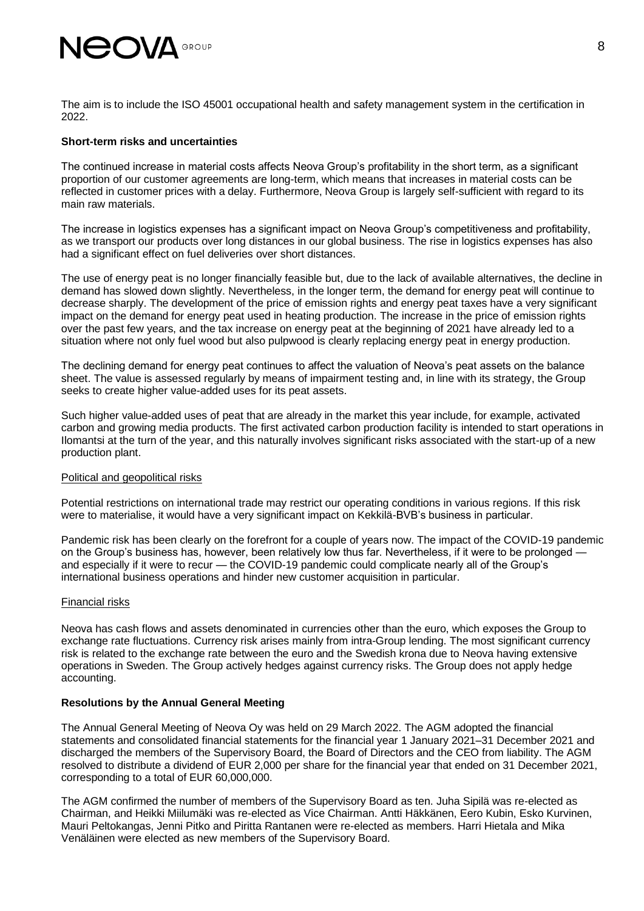The aim is to include the ISO 45001 occupational health and safety management system in the certification in 2022.

**Short-term risks and uncertainties**

The continued increase in material costs affects Neova Group's profitability in the short term, as a significant proportion of our customer agreements are long-term, which means that increases in material costs can be reflected in customer prices with a delay. Furthermore, Neova Group is largely self-sufficient with regard to its main raw materials.

The increase in logistics expenses has a significant impact on Neova Group's competitiveness and profitability, as we transport our products over long distances in our global business. The rise in logistics expenses has also had a significant effect on fuel deliveries over short distances.

The use of energy peat is no longer financially feasible but, due to the lack of available alternatives, the decline in demand has slowed down slightly. Nevertheless, in the longer term, the demand for energy peat will continue to decrease sharply. The development of the price of emission rights and energy peat taxes have a very significant impact on the demand for energy peat used in heating production. The increase in the price of emission rights over the past few years, and the tax increase on energy peat at the beginning of 2021 have already led to a situation where not only fuel wood but also pulpwood is clearly replacing energy peat in energy production.

The declining demand for energy peat continues to affect the valuation of Neova's peat assets on the balance sheet. The value is assessed regularly by means of impairment testing and, in line with its strategy, the Group seeks to create higher value-added uses for its peat assets.

Such higher value-added uses of peat that are already in the market this year include, for example, activated carbon and growing media products. The first activated carbon production facility is intended to start operations in Ilomantsi at the turn of the year, and this naturally involves significant risks associated with the start-up of a new production plant.

Political and geopolitical risks

Potential restrictions on international trade may restrict our operating conditions in various regions. If this risk were to materialise, it would have a very significant impact on Kekkilä-BVB's business in particular.

Pandemic risk has been clearly on the forefront for a couple of years now. The impact of the COVID-19 pandemic on the Group's business has, however, been relatively low thus far. Nevertheless, if it were to be prolonged — and especially if it were to recur — the COVID-19 pandemic could complicate nearly all of the Group's international business operations and hinder new customer acquisition in particular.

Financial risks

Neova has cash flows and assets denominated in currencies other than the euro, which exposes the Group to exchange rate fluctuations. Currency risk arises mainly from intra-Group lending. The most significant currency risk is related to the exchange rate between the euro and the Swedish krona due to Neova having extensive operations in Sweden. The Group actively hedges against currency risks. The Group does not apply hedge accounting.

**Resolutions by the Annual General Meeting**

The Annual General Meeting of Neova Oy was held on 29 March 2022. The AGM adopted the financial statements and consolidated financial statements for the financial year 1 January 2021–31 December 2021 and discharged the members of the Supervisory Board, the Board of Directors and the CEO from liability. The AGM resolved to distribute a dividend of EUR 2,000 per share for the financial year that ended on 31 December 2021, corresponding to a total of EUR 60,000,000.

The AGM confirmed the number of members of the Supervisory Board as ten. Juha Sipilä was re-elected as Chairman, and Heikki Miilumäki was re-elected as Vice Chairman. Antti Häkkänen, Eero Kubin, Esko Kurvinen, Mauri Peltokangas, Jenni Pitko and Piritta Rantanen were re-elected as members. Harri Hietala and Mika Venäläinen were elected as new members of the Supervisory Board.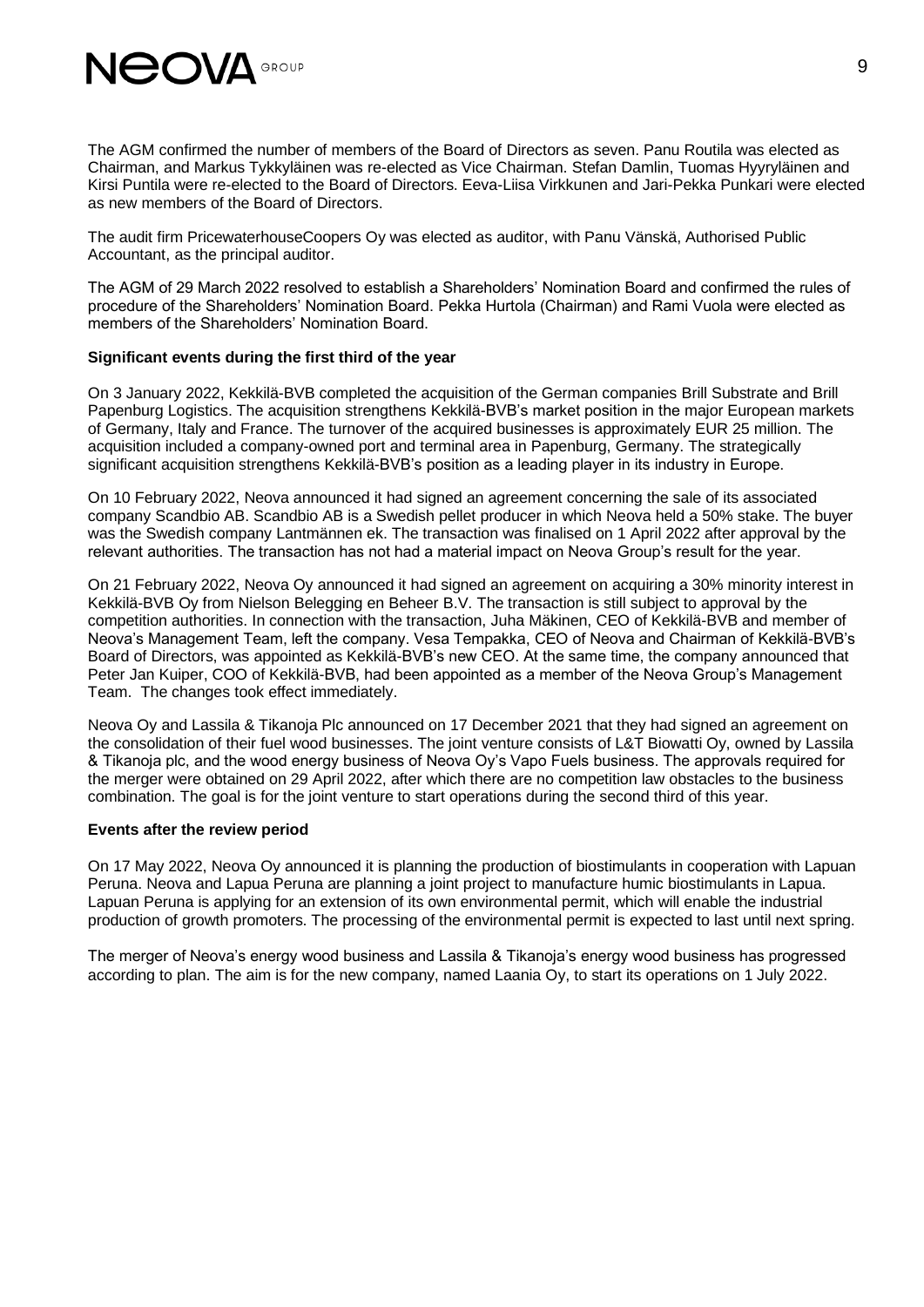The AGM confirmed the number of members of the Board of Directors as seven. Panu Routila was elected as Chairman, and Markus Tykkyläinen was re-elected as Vice Chairman. Stefan Damlin, Tuomas Hyyryläinen and Kirsi Puntila were re-elected to the Board of Directors. Eeva-Liisa Virkkunen and Jari-Pekka Punkari were elected as new members of the Board of Directors.

The audit firm PricewaterhouseCoopers Oy was elected as auditor, with Panu Vänskä, Authorised Public Accountant, as the principal auditor.

The AGM of 29 March 2022 resolved to establish a Shareholders' Nomination Board and confirmed the rules of procedure of the Shareholders' Nomination Board. Pekka Hurtola (Chairman) and Rami Vuola were elected as members of the Shareholders' Nomination Board.

**Significant events during the first third of the year**

On 3 January 2022, Kekkilä-BVB completed the acquisition of the German companies Brill Substrate and Brill Papenburg Logistics. The acquisition strengthens Kekkilä-BVB's market position in the major European markets of Germany, Italy and France. The turnover of the acquired businesses is approximately EUR 25 million. The acquisition included a company-owned port and terminal area in Papenburg, Germany. The strategically significant acquisition strengthens Kekkilä-BVB's position as a leading player in its industry in Europe.

On 10 February 2022, Neova announced it had signed an agreement concerning the sale of its associated company Scandbio AB. Scandbio AB is a Swedish pellet producer in which Neova held a 50% stake. The buyer was the Swedish company Lantmännen ek. The transaction was finalised on 1 April 2022 after approval by the relevant authorities. The transaction has not had a material impact on Neova Group's result for the year.

On 21 February 2022, Neova Oy announced it had signed an agreement on acquiring a 30% minority interest in Kekkilä-BVB Oy from Nielson Belegging en Beheer B.V. The transaction is still subject to approval by the competition authorities. In connection with the transaction, Juha Mäkinen, CEO of Kekkilä-BVB and member of Neova's Management Team, left the company. Vesa Tempakka, CEO of Neova and Chairman of Kekkilä-BVB's Board of Directors, was appointed as Kekkilä-BVB's new CEO. At the same time, the company announced that Peter Jan Kuiper, COO of Kekkilä-BVB, had been appointed as a member of the Neova Group's Management Team. The changes took effect immediately.

Neova Oy and Lassila & Tikanoja Plc announced on 17 December 2021 that they had signed an agreement on the consolidation of their fuel wood businesses. The joint venture consists of L&T Biowatti Oy, owned by Lassila & Tikanoja plc, and the wood energy business of Neova Oy's Vapo Fuels business. The approvals required for the merger were obtained on 29 April 2022, after which there are no competition law obstacles to the business combination. The goal is for the joint venture to start operations during the second third of this year.

**Events after the review period**

On 17 May 2022, Neova Oy announced it is planning the production of biostimulants in cooperation with Lapuan Peruna. Neova and Lapua Peruna are planning a joint project to manufacture humic biostimulants in Lapua. Lapuan Peruna is applying for an extension of its own environmental permit, which will enable the industrial production of growth promoters. The processing of the environmental permit is expected to last until next spring.

The merger of Neova's energy wood business and Lassila & Tikanoja's energy wood business has progressed according to plan. The aim is for the new company, named Laania Oy, to start its operations on 1 July 2022.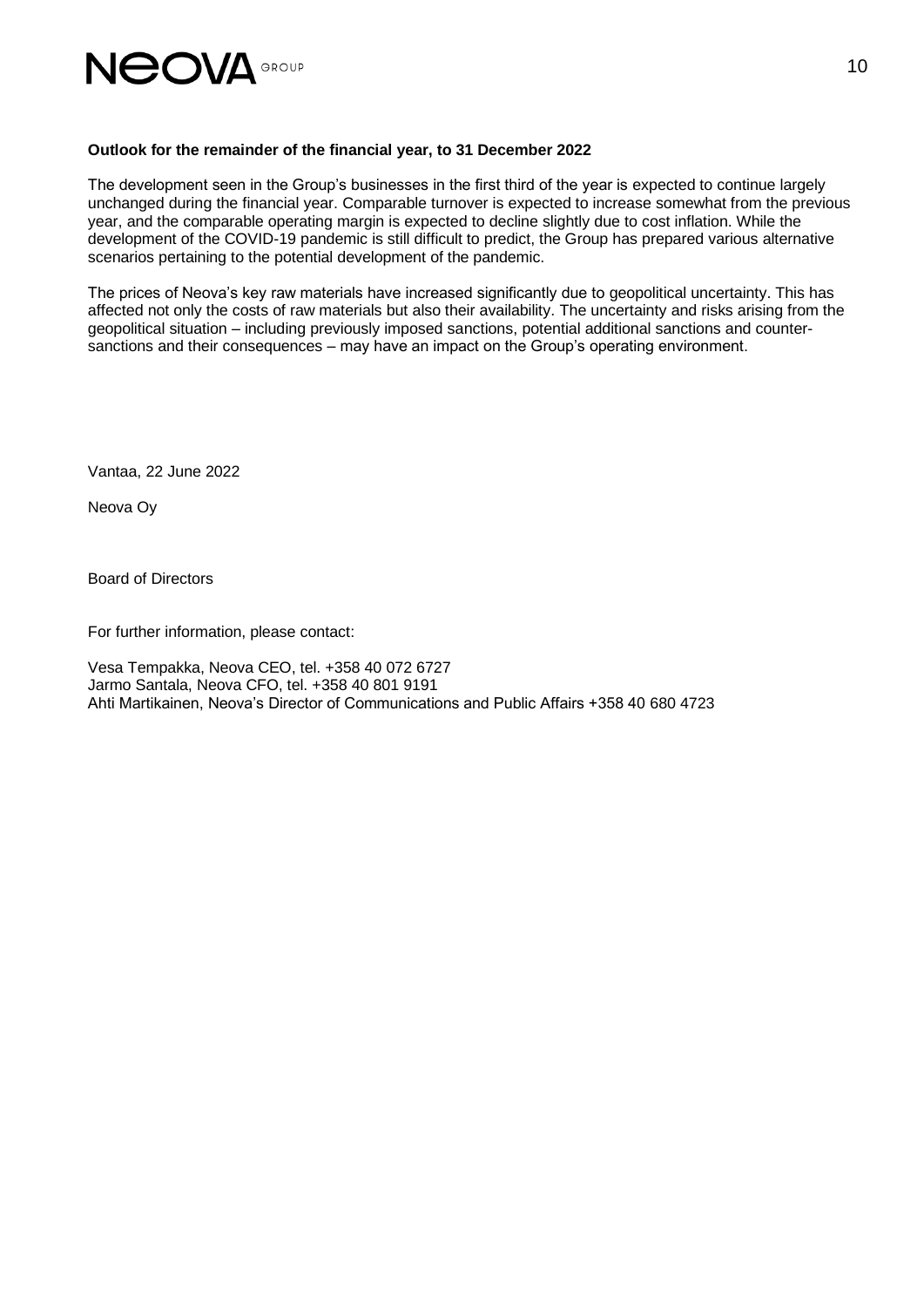**Outlook for the remainder of the financial year, to 31 December 2022**

The development seen in the Group's businesses in the first third of the year is expected to continue largely unchanged during the financial year. Comparable turnover is expected to increase somewhat from the previous year, and the comparable operating margin is expected to decline slightly due to cost inflation. While the development of the COVID-19 pandemic is still difficult to predict, the Group has prepared various alternative scenarios pertaining to the potential development of the pandemic.

The prices of Neova's key raw materials have increased significantly due to geopolitical uncertainty. This has affected not only the costs of raw materials but also their availability. The uncertainty and risks arising from the geopolitical situation – including previously imposed sanctions, potential additional sanctions and counter-sanctions and their consequences – may have an impact on the Group's operating environment.

Vantaa, 22 June 2022

Neova Oy

Board of Directors

For further information, please contact:

Vesa Tempakka, Neova CEO, tel. +358 40 072 6727
Jarmo Santala, Neova CFO, tel. +358 40 801 9191
Ahti Martikainen, Neova's Director of Communications and Public Affairs +358 40 680 4723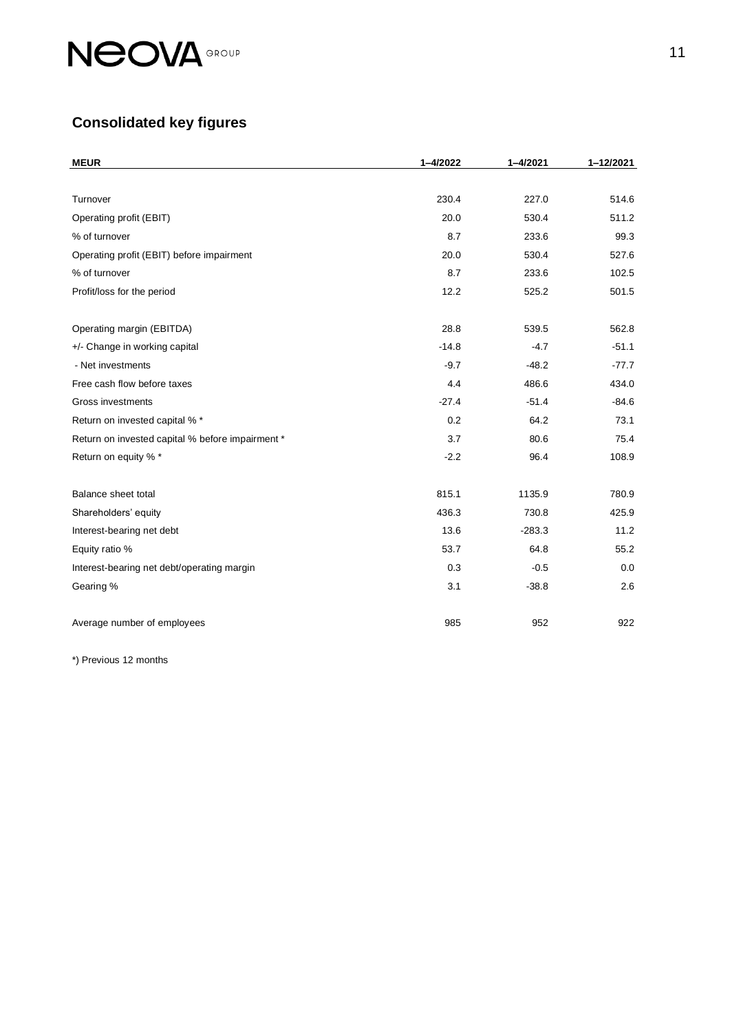## Consolidated key figures

| MEUR | 1–4/2022 | 1–4/2021 | 1–12/2021 |
|---|---|---|---|
| Turnover | 230.4 | 227.0 | 514.6 |
| Operating profit (EBIT) | 20.0 | 530.4 | 511.2 |
| % of turnover | 8.7 | 233.6 | 99.3 |
| Operating profit (EBIT) before impairment | 20.0 | 530.4 | 527.6 |
| % of turnover | 8.7 | 233.6 | 102.5 |
| Profit/loss for the period | 12.2 | 525.2 | 501.5 |
| | | | |
| Operating margin (EBITDA) | 28.8 | 539.5 | 562.8 |
| +/- Change in working capital | -14.8 | -4.7 | -51.1 |
| - Net investments | -9.7 | -48.2 | -77.7 |
| Free cash flow before taxes | 4.4 | 486.6 | 434.0 |
| Gross investments | -27.4 | -51.4 | -84.6 |
| Return on invested capital % * | 0.2 | 64.2 | 73.1 |
| Return on invested capital % before impairment * | 3.7 | 80.6 | 75.4 |
| Return on equity % * | -2.2 | 96.4 | 108.9 |
| | | | |
| Balance sheet total | 815.1 | 1135.9 | 780.9 |
| Shareholders' equity | 436.3 | 730.8 | 425.9 |
| Interest-bearing net debt | 13.6 | -283.3 | 11.2 |
| Equity ratio % | 53.7 | 64.8 | 55.2 |
| Interest-bearing net debt/operating margin | 0.3 | -0.5 | 0.0 |
| Gearing % | 3.1 | -38.8 | 2.6 |
| | | | |
| Average number of employees | 985 | 952 | 922 |

*) Previous 12 months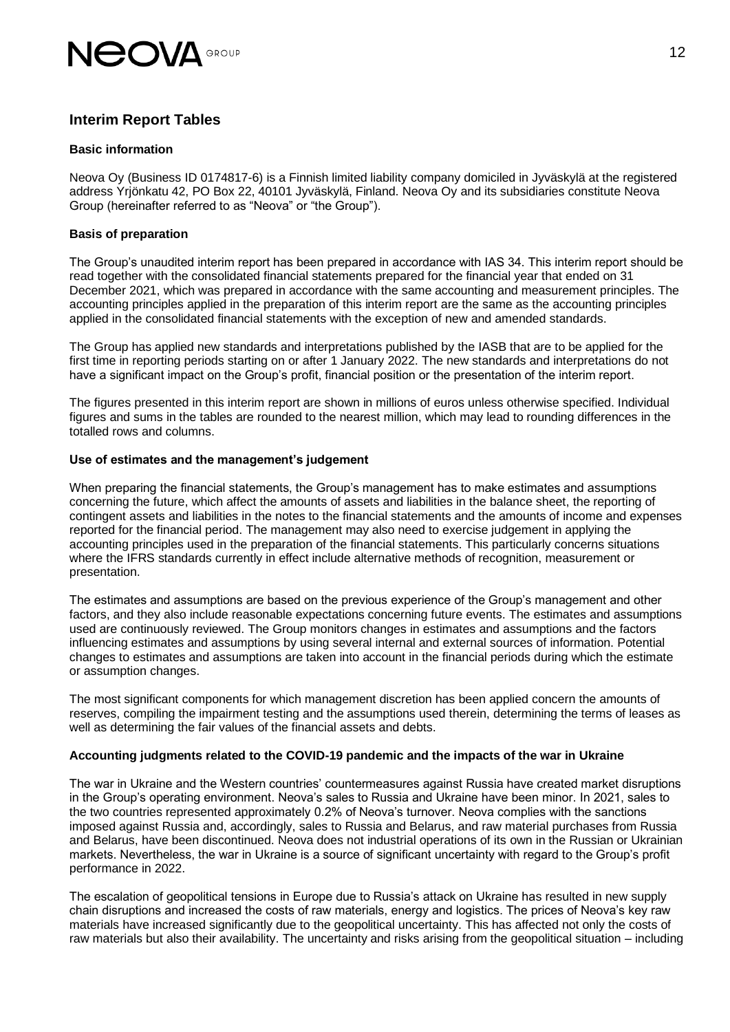## Interim Report Tables

### Basic information

Neova Oy (Business ID 0174817-6) is a Finnish limited liability company domiciled in Jyväskylä at the registered address Yrjönkatu 42, PO Box 22, 40101 Jyväskylä, Finland. Neova Oy and its subsidiaries constitute Neova Group (hereinafter referred to as "Neova" or "the Group").

### Basis of preparation

The Group's unaudited interim report has been prepared in accordance with IAS 34. This interim report should be read together with the consolidated financial statements prepared for the financial year that ended on 31 December 2021, which was prepared in accordance with the same accounting and measurement principles. The accounting principles applied in the preparation of this interim report are the same as the accounting principles applied in the consolidated financial statements with the exception of new and amended standards.

The Group has applied new standards and interpretations published by the IASB that are to be applied for the first time in reporting periods starting on or after 1 January 2022. The new standards and interpretations do not have a significant impact on the Group's profit, financial position or the presentation of the interim report.

The figures presented in this interim report are shown in millions of euros unless otherwise specified. Individual figures and sums in the tables are rounded to the nearest million, which may lead to rounding differences in the totalled rows and columns.

### Use of estimates and the management's judgement

When preparing the financial statements, the Group's management has to make estimates and assumptions concerning the future, which affect the amounts of assets and liabilities in the balance sheet, the reporting of contingent assets and liabilities in the notes to the financial statements and the amounts of income and expenses reported for the financial period. The management may also need to exercise judgement in applying the accounting principles used in the preparation of the financial statements. This particularly concerns situations where the IFRS standards currently in effect include alternative methods of recognition, measurement or presentation.

The estimates and assumptions are based on the previous experience of the Group's management and other factors, and they also include reasonable expectations concerning future events. The estimates and assumptions used are continuously reviewed. The Group monitors changes in estimates and assumptions and the factors influencing estimates and assumptions by using several internal and external sources of information. Potential changes to estimates and assumptions are taken into account in the financial periods during which the estimate or assumption changes.

The most significant components for which management discretion has been applied concern the amounts of reserves, compiling the impairment testing and the assumptions used therein, determining the terms of leases as well as determining the fair values of the financial assets and debts.

### Accounting judgments related to the COVID-19 pandemic and the impacts of the war in Ukraine

The war in Ukraine and the Western countries' countermeasures against Russia have created market disruptions in the Group's operating environment. Neova's sales to Russia and Ukraine have been minor. In 2021, sales to the two countries represented approximately 0.2% of Neova's turnover. Neova complies with the sanctions imposed against Russia and, accordingly, sales to Russia and Belarus, and raw material purchases from Russia and Belarus, have been discontinued. Neova does not industrial operations of its own in the Russian or Ukrainian markets. Nevertheless, the war in Ukraine is a source of significant uncertainty with regard to the Group's profit performance in 2022.

The escalation of geopolitical tensions in Europe due to Russia's attack on Ukraine has resulted in new supply chain disruptions and increased the costs of raw materials, energy and logistics. The prices of Neova's key raw materials have increased significantly due to the geopolitical uncertainty. This has affected not only the costs of raw materials but also their availability. The uncertainty and risks arising from the geopolitical situation – including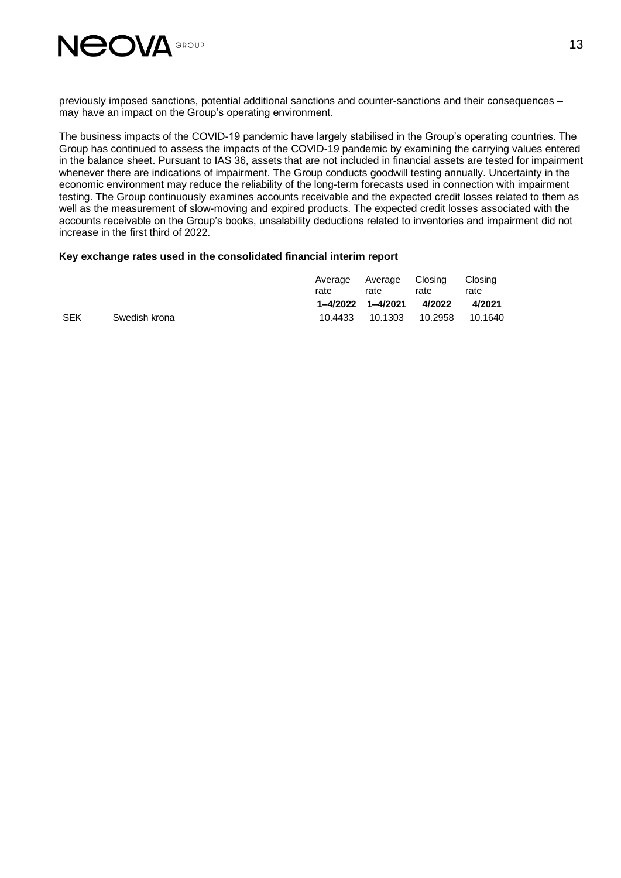previously imposed sanctions, potential additional sanctions and counter-sanctions and their consequences – may have an impact on the Group's operating environment.

The business impacts of the COVID-19 pandemic have largely stabilised in the Group's operating countries. The Group has continued to assess the impacts of the COVID-19 pandemic by examining the carrying values entered in the balance sheet. Pursuant to IAS 36, assets that are not included in financial assets are tested for impairment whenever there are indications of impairment. The Group conducts goodwill testing annually. Uncertainty in the economic environment may reduce the reliability of the long-term forecasts used in connection with impairment testing. The Group continuously examines accounts receivable and the expected credit losses related to them as well as the measurement of slow-moving and expired products. The expected credit losses associated with the accounts receivable on the Group's books, unsalability deductions related to inventories and impairment did not increase in the first third of 2022.

**Key exchange rates used in the consolidated financial interim report**

| | | Average rate **1–4/2022** | Average rate **1–4/2021** | Closing rate **4/2022** | Closing rate **4/2021** |
|---|---|---|---|---|---|
| SEK | Swedish krona | 10.4433 | 10.1303 | 10.2958 | 10.1640 |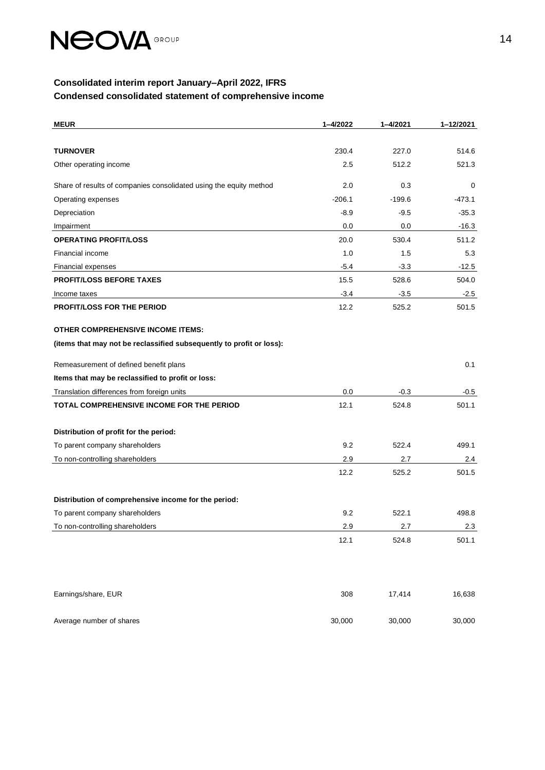## Consolidated interim report January–April 2022, IFRS

## Condensed consolidated statement of comprehensive income

| MEUR | 1–4/2022 | 1–4/2021 | 1–12/2021 |
|---|---|---|---|
| **TURNOVER** | 230.4 | 227.0 | 514.6 |
| Other operating income | 2.5 | 512.2 | 521.3 |
| Share of results of companies consolidated using the equity method | 2.0 | 0.3 | 0 |
| Operating expenses | -206.1 | -199.6 | -473.1 |
| Depreciation | -8.9 | -9.5 | -35.3 |
| Impairment | 0.0 | 0.0 | -16.3 |
| **OPERATING PROFIT/LOSS** | 20.0 | 530.4 | 511.2 |
| Financial income | 1.0 | 1.5 | 5.3 |
| Financial expenses | -5.4 | -3.3 | -12.5 |
| **PROFIT/LOSS BEFORE TAXES** | 15.5 | 528.6 | 504.0 |
| Income taxes | -3.4 | -3.5 | -2.5 |
| **PROFIT/LOSS FOR THE PERIOD** | 12.2 | 525.2 | 501.5 |
| **OTHER COMPREHENSIVE INCOME ITEMS:** | | | |
| **(items that may not be reclassified subsequently to profit or loss):** | | | |
| Remeasurement of defined benefit plans | | | 0.1 |
| **Items that may be reclassified to profit or loss:** | | | |
| Translation differences from foreign units | 0.0 | -0.3 | -0.5 |
| **TOTAL COMPREHENSIVE INCOME FOR THE PERIOD** | 12.1 | 524.8 | 501.1 |
| **Distribution of profit for the period:** | | | |
| To parent company shareholders | 9.2 | 522.4 | 499.1 |
| To non-controlling shareholders | 2.9 | 2.7 | 2.4 |
| | 12.2 | 525.2 | 501.5 |
| **Distribution of comprehensive income for the period:** | | | |
| To parent company shareholders | 9.2 | 522.1 | 498.8 |
| To non-controlling shareholders | 2.9 | 2.7 | 2.3 |
| | 12.1 | 524.8 | 501.1 |
| Earnings/share, EUR | 308 | 17,414 | 16,638 |
| Average number of shares | 30,000 | 30,000 | 30,000 |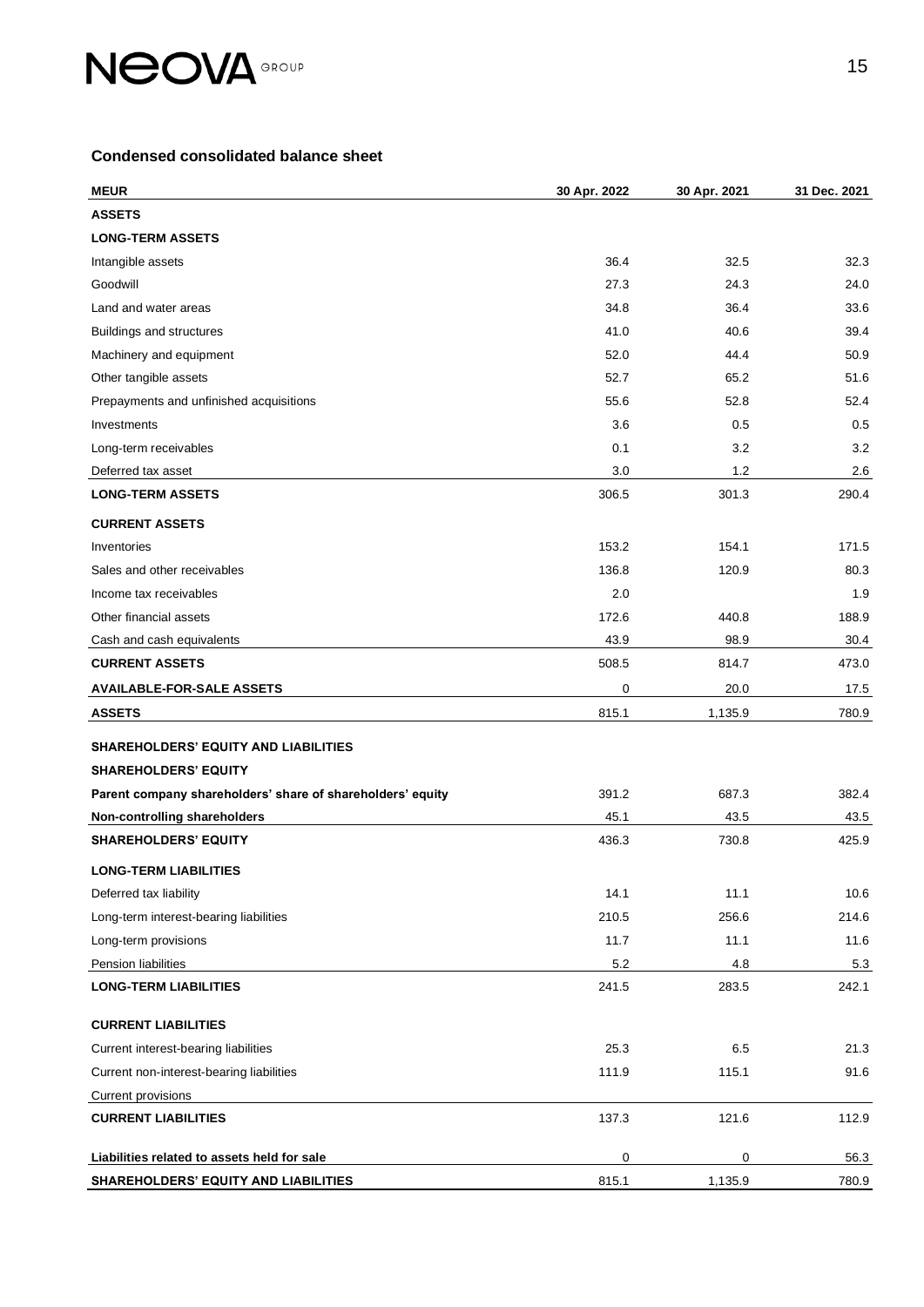### Condensed consolidated balance sheet

| MEUR | 30 Apr. 2022 | 30 Apr. 2021 | 31 Dec. 2021 |
|---|---|---|---|
| **ASSETS** | | | |
| **LONG-TERM ASSETS** | | | |
| Intangible assets | 36.4 | 32.5 | 32.3 |
| Goodwill | 27.3 | 24.3 | 24.0 |
| Land and water areas | 34.8 | 36.4 | 33.6 |
| Buildings and structures | 41.0 | 40.6 | 39.4 |
| Machinery and equipment | 52.0 | 44.4 | 50.9 |
| Other tangible assets | 52.7 | 65.2 | 51.6 |
| Prepayments and unfinished acquisitions | 55.6 | 52.8 | 52.4 |
| Investments | 3.6 | 0.5 | 0.5 |
| Long-term receivables | 0.1 | 3.2 | 3.2 |
| Deferred tax asset | 3.0 | 1.2 | 2.6 |
| **LONG-TERM ASSETS** | 306.5 | 301.3 | 290.4 |
| **CURRENT ASSETS** | | | |
| Inventories | 153.2 | 154.1 | 171.5 |
| Sales and other receivables | 136.8 | 120.9 | 80.3 |
| Income tax receivables | 2.0 | | 1.9 |
| Other financial assets | 172.6 | 440.8 | 188.9 |
| Cash and cash equivalents | 43.9 | 98.9 | 30.4 |
| **CURRENT ASSETS** | 508.5 | 814.7 | 473.0 |
| **AVAILABLE-FOR-SALE ASSETS** | 0 | 20.0 | 17.5 |
| **ASSETS** | 815.1 | 1,135.9 | 780.9 |
| **SHAREHOLDERS' EQUITY AND LIABILITIES** | | | |
| **SHAREHOLDERS' EQUITY** | | | |
| **Parent company shareholders' share of shareholders' equity** | 391.2 | 687.3 | 382.4 |
| **Non-controlling shareholders** | 45.1 | 43.5 | 43.5 |
| **SHAREHOLDERS' EQUITY** | 436.3 | 730.8 | 425.9 |
| **LONG-TERM LIABILITIES** | | | |
| Deferred tax liability | 14.1 | 11.1 | 10.6 |
| Long-term interest-bearing liabilities | 210.5 | 256.6 | 214.6 |
| Long-term provisions | 11.7 | 11.1 | 11.6 |
| Pension liabilities | 5.2 | 4.8 | 5.3 |
| **LONG-TERM LIABILITIES** | 241.5 | 283.5 | 242.1 |
| **CURRENT LIABILITIES** | | | |
| Current interest-bearing liabilities | 25.3 | 6.5 | 21.3 |
| Current non-interest-bearing liabilities | 111.9 | 115.1 | 91.6 |
| Current provisions | | | |
| **CURRENT LIABILITIES** | 137.3 | 121.6 | 112.9 |
| **Liabilities related to assets held for sale** | 0 | 0 | 56.3 |
| **SHAREHOLDERS' EQUITY AND LIABILITIES** | 815.1 | 1,135.9 | 780.9 |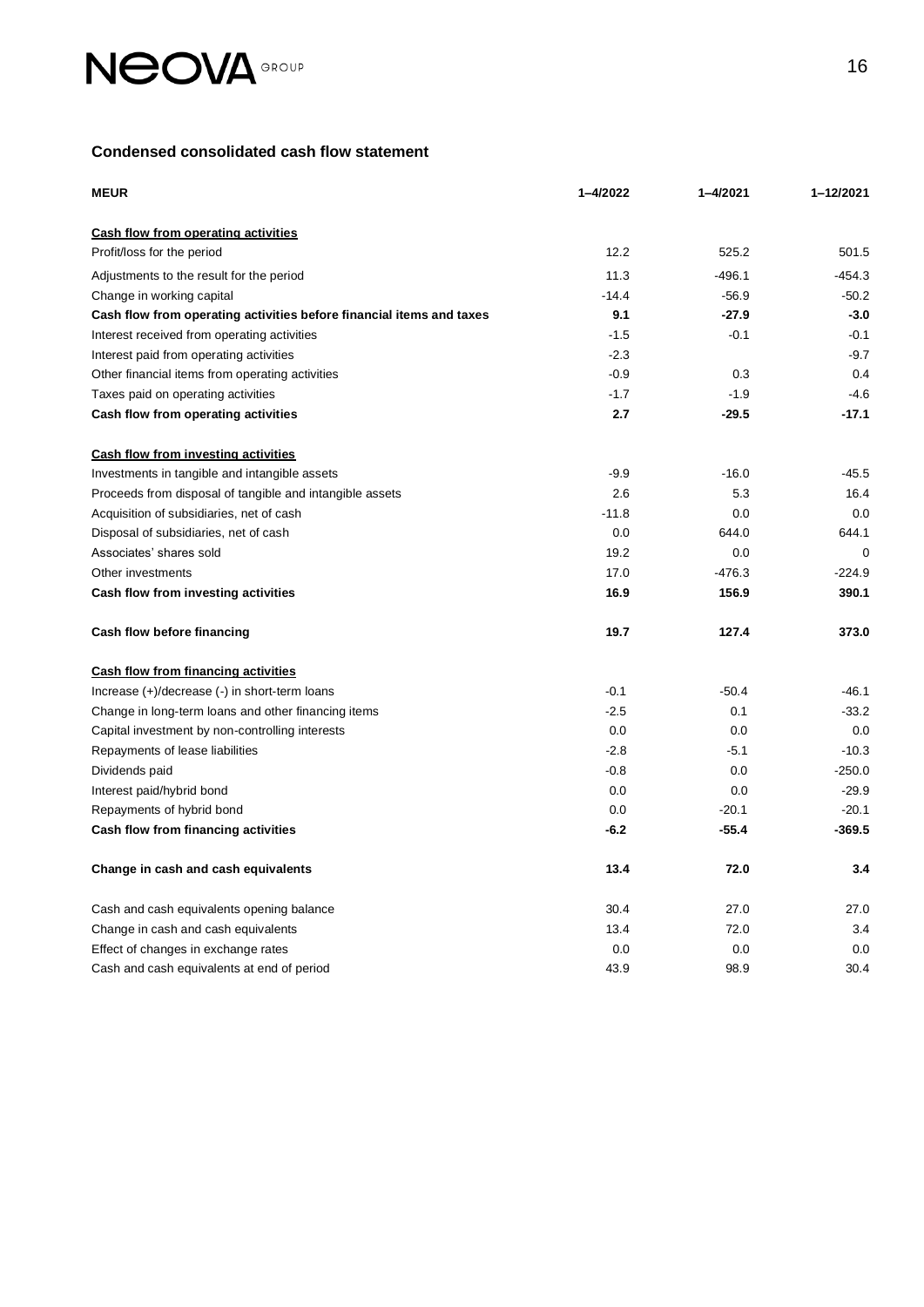## Condensed consolidated cash flow statement

| MEUR | 1–4/2022 | 1–4/2021 | 1–12/2021 |
|---|---|---|---|
| **Cash flow from operating activities** | | | |
| Profit/loss for the period | 12.2 | 525.2 | 501.5 |
| Adjustments to the result for the period | 11.3 | -496.1 | -454.3 |
| Change in working capital | -14.4 | -56.9 | -50.2 |
| **Cash flow from operating activities before financial items and taxes** | **9.1** | **-27.9** | **-3.0** |
| Interest received from operating activities | -1.5 | -0.1 | -0.1 |
| Interest paid from operating activities | -2.3 | | -9.7 |
| Other financial items from operating activities | -0.9 | 0.3 | 0.4 |
| Taxes paid on operating activities | -1.7 | -1.9 | -4.6 |
| **Cash flow from operating activities** | **2.7** | **-29.5** | **-17.1** |
| **Cash flow from investing activities** | | | |
| Investments in tangible and intangible assets | -9.9 | -16.0 | -45.5 |
| Proceeds from disposal of tangible and intangible assets | 2.6 | 5.3 | 16.4 |
| Acquisition of subsidiaries, net of cash | -11.8 | 0.0 | 0.0 |
| Disposal of subsidiaries, net of cash | 0.0 | 644.0 | 644.1 |
| Associates' shares sold | 19.2 | 0.0 | 0 |
| Other investments | 17.0 | -476.3 | -224.9 |
| **Cash flow from investing activities** | **16.9** | **156.9** | **390.1** |
| **Cash flow before financing** | **19.7** | **127.4** | **373.0** |
| **Cash flow from financing activities** | | | |
| Increase (+)/decrease (-) in short-term loans | -0.1 | -50.4 | -46.1 |
| Change in long-term loans and other financing items | -2.5 | 0.1 | -33.2 |
| Capital investment by non-controlling interests | 0.0 | 0.0 | 0.0 |
| Repayments of lease liabilities | -2.8 | -5.1 | -10.3 |
| Dividends paid | -0.8 | 0.0 | -250.0 |
| Interest paid/hybrid bond | 0.0 | 0.0 | -29.9 |
| Repayments of hybrid bond | 0.0 | -20.1 | -20.1 |
| **Cash flow from financing activities** | **-6.2** | **-55.4** | **-369.5** |
| **Change in cash and cash equivalents** | **13.4** | **72.0** | **3.4** |
| Cash and cash equivalents opening balance | 30.4 | 27.0 | 27.0 |
| Change in cash and cash equivalents | 13.4 | 72.0 | 3.4 |
| Effect of changes in exchange rates | 0.0 | 0.0 | 0.0 |
| Cash and cash equivalents at end of period | 43.9 | 98.9 | 30.4 |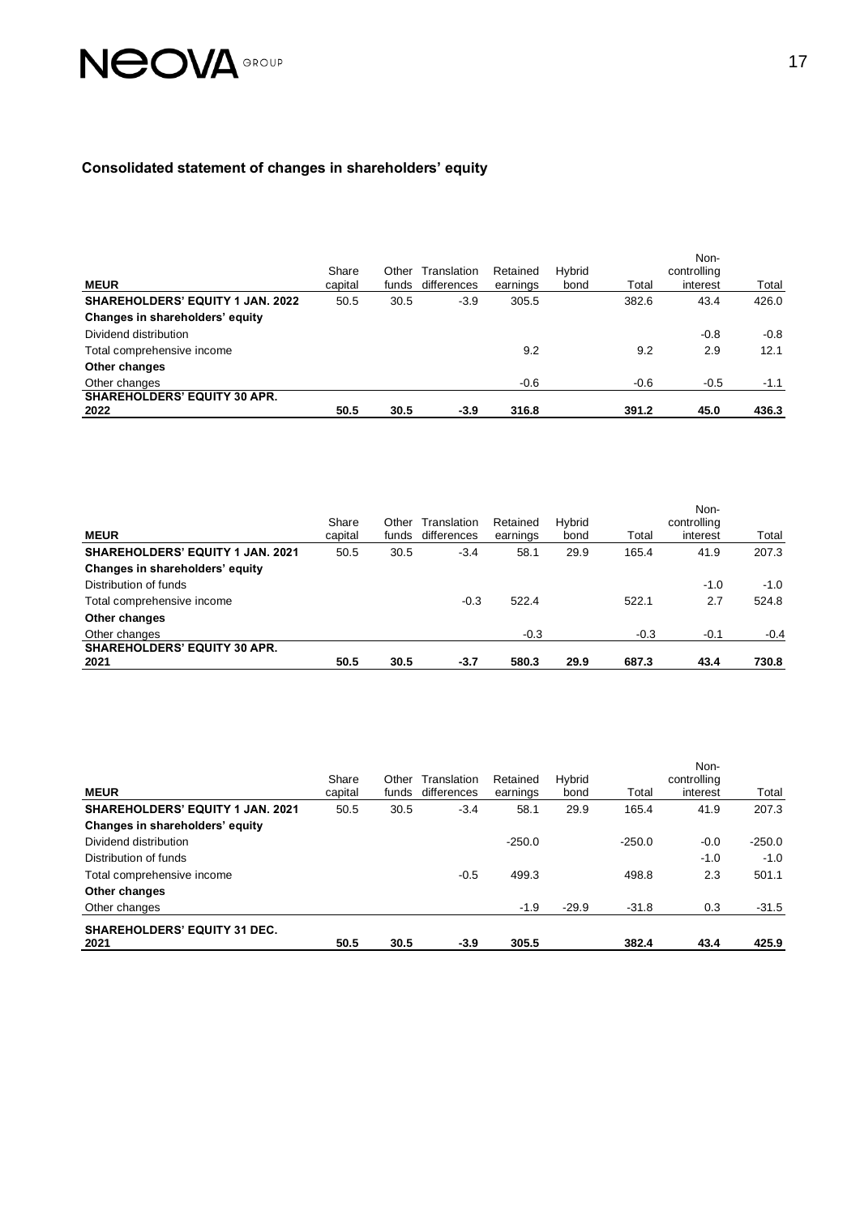## Consolidated statement of changes in shareholders' equity

| MEUR | Share capital | Other funds | Translation differences | Retained earnings | Hybrid bond | Total | Non-controlling interest | Total |
|---|---|---|---|---|---|---|---|---|
| **SHAREHOLDERS' EQUITY 1 JAN. 2022** | 50.5 | 30.5 | -3.9 | 305.5 | | 382.6 | 43.4 | 426.0 |
| **Changes in shareholders' equity** | | | | | | | | |
| Dividend distribution | | | | | | | -0.8 | -0.8 |
| Total comprehensive income | | | | 9.2 | | 9.2 | 2.9 | 12.1 |
| **Other changes** | | | | | | | | |
| Other changes | | | | -0.6 | | -0.6 | -0.5 | -1.1 |
| **SHAREHOLDERS' EQUITY 30 APR. 2022** | **50.5** | **30.5** | **-3.9** | **316.8** | | **391.2** | **45.0** | **436.3** |

| MEUR | Share capital | Other funds | Translation differences | Retained earnings | Hybrid bond | Total | Non-controlling interest | Total |
|---|---|---|---|---|---|---|---|---|
| **SHAREHOLDERS' EQUITY 1 JAN. 2021** | 50.5 | 30.5 | -3.4 | 58.1 | 29.9 | 165.4 | 41.9 | 207.3 |
| **Changes in shareholders' equity** | | | | | | | | |
| Distribution of funds | | | | | | | -1.0 | -1.0 |
| Total comprehensive income | | | -0.3 | 522.4 | | 522.1 | 2.7 | 524.8 |
| **Other changes** | | | | | | | | |
| Other changes | | | | -0.3 | | -0.3 | -0.1 | -0.4 |
| **SHAREHOLDERS' EQUITY 30 APR. 2021** | **50.5** | **30.5** | **-3.7** | **580.3** | **29.9** | **687.3** | **43.4** | **730.8** |

| MEUR | Share capital | Other funds | Translation differences | Retained earnings | Hybrid bond | Total | Non-controlling interest | Total |
|---|---|---|---|---|---|---|---|---|
| **SHAREHOLDERS' EQUITY 1 JAN. 2021** | 50.5 | 30.5 | -3.4 | 58.1 | 29.9 | 165.4 | 41.9 | 207.3 |
| **Changes in shareholders' equity** | | | | | | | | |
| Dividend distribution | | | | -250.0 | | -250.0 | -0.0 | -250.0 |
| Distribution of funds | | | | | | | -1.0 | -1.0 |
| Total comprehensive income | | | -0.5 | 499.3 | | 498.8 | 2.3 | 501.1 |
| **Other changes** | | | | | | | | |
| Other changes | | | | -1.9 | -29.9 | -31.8 | 0.3 | -31.5 |
| **SHAREHOLDERS' EQUITY 31 DEC. 2021** | **50.5** | **30.5** | **-3.9** | **305.5** | | **382.4** | **43.4** | **425.9** |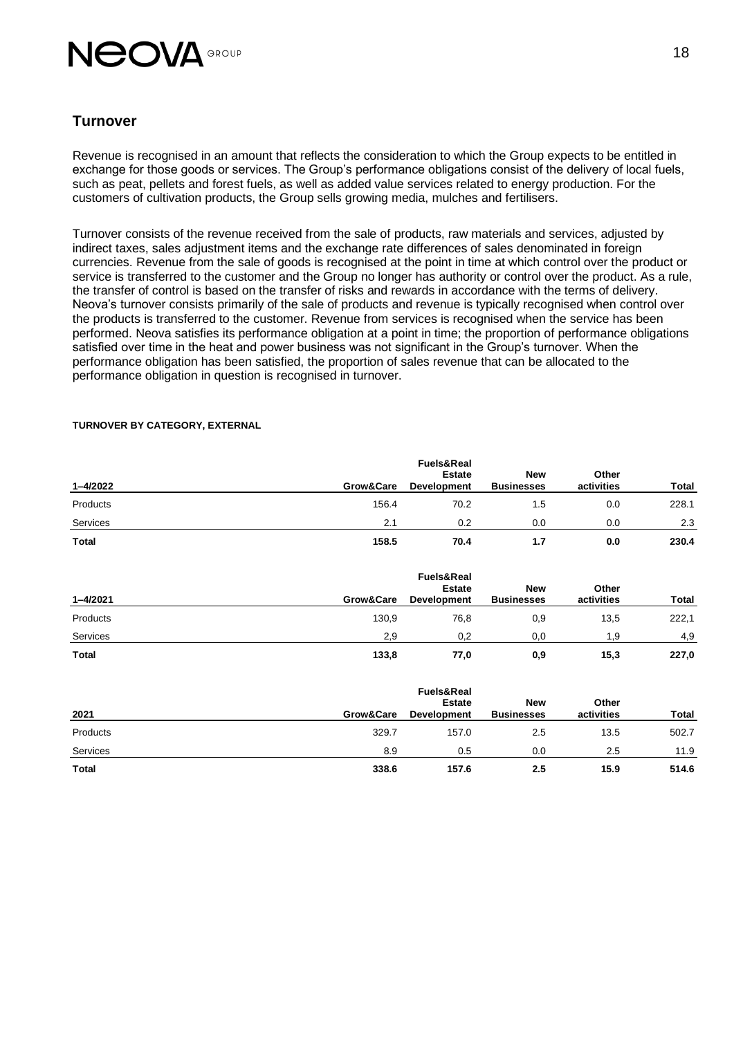## Turnover

Revenue is recognised in an amount that reflects the consideration to which the Group expects to be entitled in exchange for those goods or services. The Group's performance obligations consist of the delivery of local fuels, such as peat, pellets and forest fuels, as well as added value services related to energy production. For the customers of cultivation products, the Group sells growing media, mulches and fertilisers.

Turnover consists of the revenue received from the sale of products, raw materials and services, adjusted by indirect taxes, sales adjustment items and the exchange rate differences of sales denominated in foreign currencies. Revenue from the sale of goods is recognised at the point in time at which control over the product or service is transferred to the customer and the Group no longer has authority or control over the product. As a rule, the transfer of control is based on the transfer of risks and rewards in accordance with the terms of delivery. Neova's turnover consists primarily of the sale of products and revenue is typically recognised when control over the products is transferred to the customer. Revenue from services is recognised when the service has been performed. Neova satisfies its performance obligation at a point in time; the proportion of performance obligations satisfied over time in the heat and power business was not significant in the Group's turnover. When the performance obligation has been satisfied, the proportion of sales revenue that can be allocated to the performance obligation in question is recognised in turnover.

**TURNOVER BY CATEGORY, EXTERNAL**

| 1–4/2022 | Grow&Care | Fuels&Real Estate Development | New Businesses | Other activities | Total |
|---|---|---|---|---|---|
| Products | 156.4 | 70.2 | 1.5 | 0.0 | 228.1 |
| Services | 2.1 | 0.2 | 0.0 | 0.0 | 2.3 |
| **Total** | **158.5** | **70.4** | **1.7** | **0.0** | **230.4** |

| 1–4/2021 | Grow&Care | Fuels&Real Estate Development | New Businesses | Other activities | Total |
|---|---|---|---|---|---|
| Products | 130,9 | 76,8 | 0,9 | 13,5 | 222,1 |
| Services | 2,9 | 0,2 | 0,0 | 1,9 | 4,9 |
| **Total** | **133,8** | **77,0** | **0,9** | **15,3** | **227,0** |

| 2021 | Grow&Care | Fuels&Real Estate Development | New Businesses | Other activities | Total |
|---|---|---|---|---|---|
| Products | 329.7 | 157.0 | 2.5 | 13.5 | 502.7 |
| Services | 8.9 | 0.5 | 0.0 | 2.5 | 11.9 |
| **Total** | **338.6** | **157.6** | **2.5** | **15.9** | **514.6** |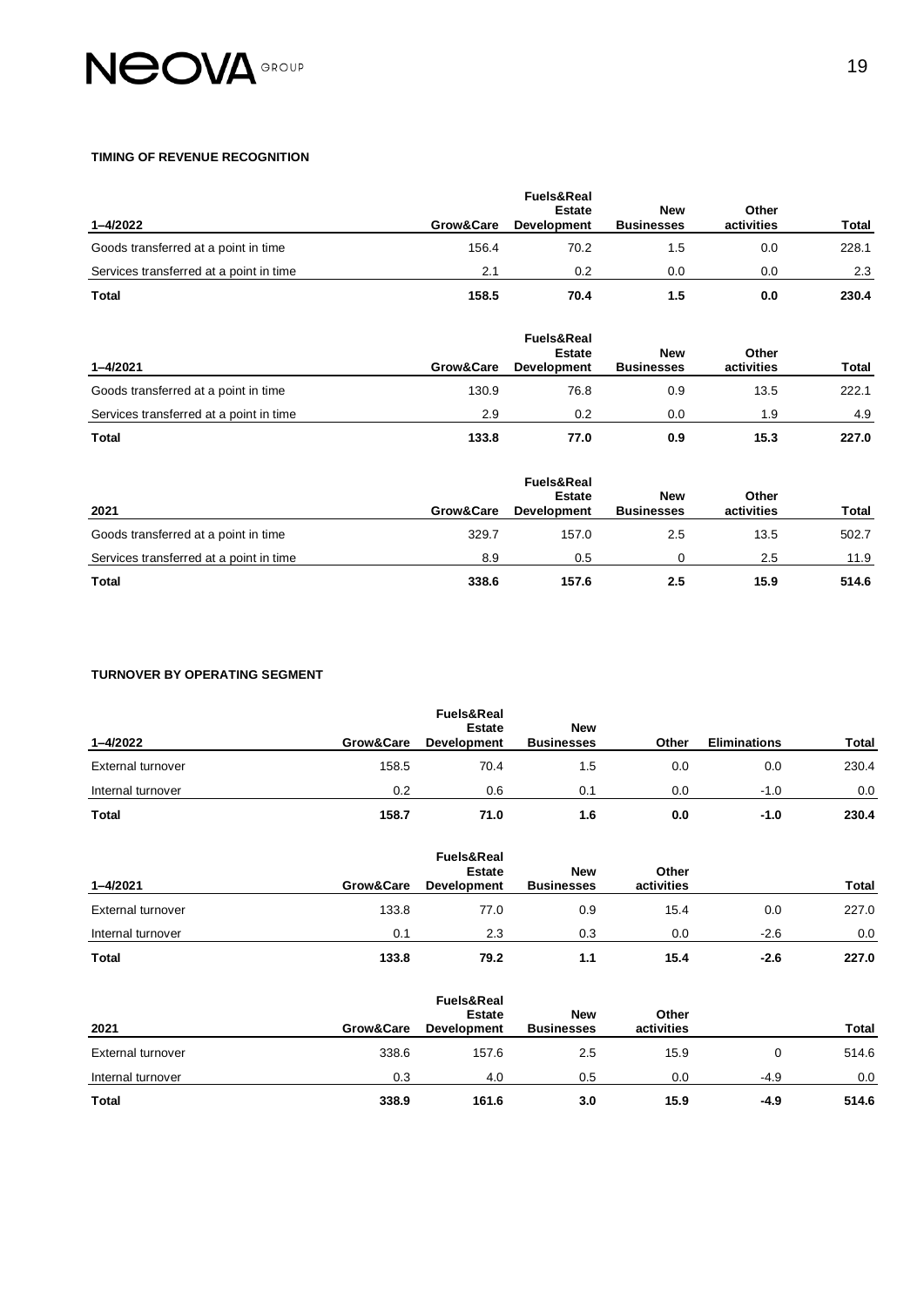**TIMING OF REVENUE RECOGNITION**

| 1–4/2022 | Grow&Care | Fuels&Real Estate Development | New Businesses | Other activities | Total |
|---|---|---|---|---|---|
| Goods transferred at a point in time | 156.4 | 70.2 | 1.5 | 0.0 | 228.1 |
| Services transferred at a point in time | 2.1 | 0.2 | 0.0 | 0.0 | 2.3 |
| **Total** | **158.5** | **70.4** | **1.5** | **0.0** | **230.4** |

| 1–4/2021 | Grow&Care | Fuels&Real Estate Development | New Businesses | Other activities | Total |
|---|---|---|---|---|---|
| Goods transferred at a point in time | 130.9 | 76.8 | 0.9 | 13.5 | 222.1 |
| Services transferred at a point in time | 2.9 | 0.2 | 0.0 | 1.9 | 4.9 |
| **Total** | **133.8** | **77.0** | **0.9** | **15.3** | **227.0** |

| 2021 | Grow&Care | Fuels&Real Estate Development | New Businesses | Other activities | Total |
|---|---|---|---|---|---|
| Goods transferred at a point in time | 329.7 | 157.0 | 2.5 | 13.5 | 502.7 |
| Services transferred at a point in time | 8.9 | 0.5 | 0 | 2.5 | 11.9 |
| **Total** | **338.6** | **157.6** | **2.5** | **15.9** | **514.6** |

**TURNOVER BY OPERATING SEGMENT**

| 1–4/2022 | Grow&Care | Fuels&Real Estate Development | New Businesses | Other | Eliminations | Total |
|---|---|---|---|---|---|---|
| External turnover | 158.5 | 70.4 | 1.5 | 0.0 | 0.0 | 230.4 |
| Internal turnover | 0.2 | 0.6 | 0.1 | 0.0 | -1.0 | 0.0 |
| **Total** | **158.7** | **71.0** | **1.6** | **0.0** | **-1.0** | **230.4** |

| 1–4/2021 | Grow&Care | Fuels&Real Estate Development | New Businesses | Other activities | | Total |
|---|---|---|---|---|---|---|
| External turnover | 133.8 | 77.0 | 0.9 | 15.4 | 0.0 | 227.0 |
| Internal turnover | 0.1 | 2.3 | 0.3 | 0.0 | -2.6 | 0.0 |
| **Total** | **133.8** | **79.2** | **1.1** | **15.4** | **-2.6** | **227.0** |

| 2021 | Grow&Care | Fuels&Real Estate Development | New Businesses | Other activities | | Total |
|---|---|---|---|---|---|---|
| External turnover | 338.6 | 157.6 | 2.5 | 15.9 | 0 | 514.6 |
| Internal turnover | 0.3 | 4.0 | 0.5 | 0.0 | -4.9 | 0.0 |
| **Total** | **338.9** | **161.6** | **3.0** | **15.9** | **-4.9** | **514.6** |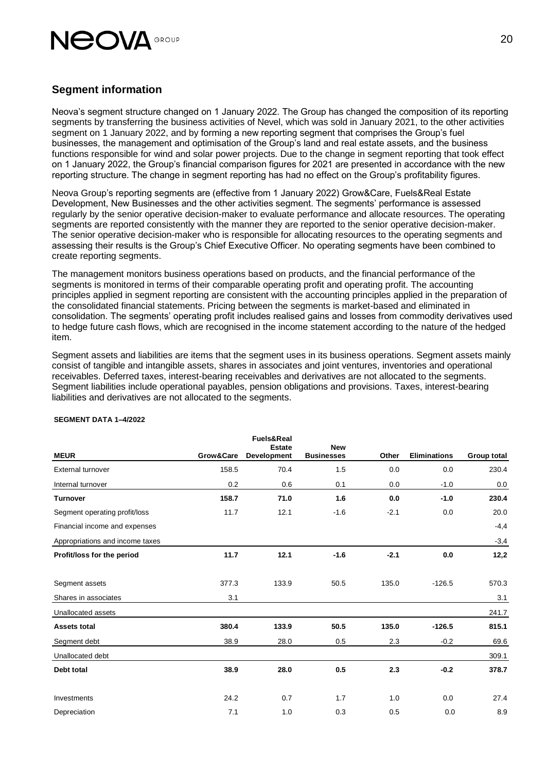## Segment information

Neova's segment structure changed on 1 January 2022. The Group has changed the composition of its reporting segments by transferring the business activities of Nevel, which was sold in January 2021, to the other activities segment on 1 January 2022, and by forming a new reporting segment that comprises the Group's fuel businesses, the management and optimisation of the Group's land and real estate assets, and the business functions responsible for wind and solar power projects. Due to the change in segment reporting that took effect on 1 January 2022, the Group's financial comparison figures for 2021 are presented in accordance with the new reporting structure. The change in segment reporting has had no effect on the Group's profitability figures.

Neova Group's reporting segments are (effective from 1 January 2022) Grow&Care, Fuels&Real Estate Development, New Businesses and the other activities segment. The segments' performance is assessed regularly by the senior operative decision-maker to evaluate performance and allocate resources. The operating segments are reported consistently with the manner they are reported to the senior operative decision-maker. The senior operative decision-maker who is responsible for allocating resources to the operating segments and assessing their results is the Group's Chief Executive Officer. No operating segments have been combined to create reporting segments.

The management monitors business operations based on products, and the financial performance of the segments is monitored in terms of their comparable operating profit and operating profit. The accounting principles applied in segment reporting are consistent with the accounting principles applied in the preparation of the consolidated financial statements. Pricing between the segments is market-based and eliminated in consolidation. The segments' operating profit includes realised gains and losses from commodity derivatives used to hedge future cash flows, which are recognised in the income statement according to the nature of the hedged item.

Segment assets and liabilities are items that the segment uses in its business operations. Segment assets mainly consist of tangible and intangible assets, shares in associates and joint ventures, inventories and operational receivables. Deferred taxes, interest-bearing receivables and derivatives are not allocated to the segments. Segment liabilities include operational payables, pension obligations and provisions. Taxes, interest-bearing liabilities and derivatives are not allocated to the segments.

**SEGMENT DATA 1–4/2022**

| MEUR | Grow&Care | Fuels&Real Estate Development | New Businesses | Other | Eliminations | Group total |
|---|---|---|---|---|---|---|
| External turnover | 158.5 | 70.4 | 1.5 | 0.0 | 0.0 | 230.4 |
| Internal turnover | 0.2 | 0.6 | 0.1 | 0.0 | -1.0 | 0.0 |
| **Turnover** | **158.7** | **71.0** | **1.6** | **0.0** | **-1.0** | **230.4** |
| Segment operating profit/loss | 11.7 | 12.1 | -1.6 | -2.1 | 0.0 | 20.0 |
| Financial income and expenses | | | | | | -4,4 |
| Appropriations and income taxes | | | | | | -3,4 |
| **Profit/loss for the period** | **11.7** | **12.1** | **-1.6** | **-2.1** | **0.0** | **12,2** |
| Segment assets | 377.3 | 133.9 | 50.5 | 135.0 | -126.5 | 570.3 |
| Shares in associates | 3.1 | | | | | 3.1 |
| Unallocated assets | | | | | | 241.7 |
| **Assets total** | **380.4** | **133.9** | **50.5** | **135.0** | **-126.5** | **815.1** |
| Segment debt | 38.9 | 28.0 | 0.5 | 2.3 | -0.2 | 69.6 |
| Unallocated debt | | | | | | 309.1 |
| **Debt total** | **38.9** | **28.0** | **0.5** | **2.3** | **-0.2** | **378.7** |
| Investments | 24.2 | 0.7 | 1.7 | 1.0 | 0.0 | 27.4 |
| Depreciation | 7.1 | 1.0 | 0.3 | 0.5 | 0.0 | 8.9 |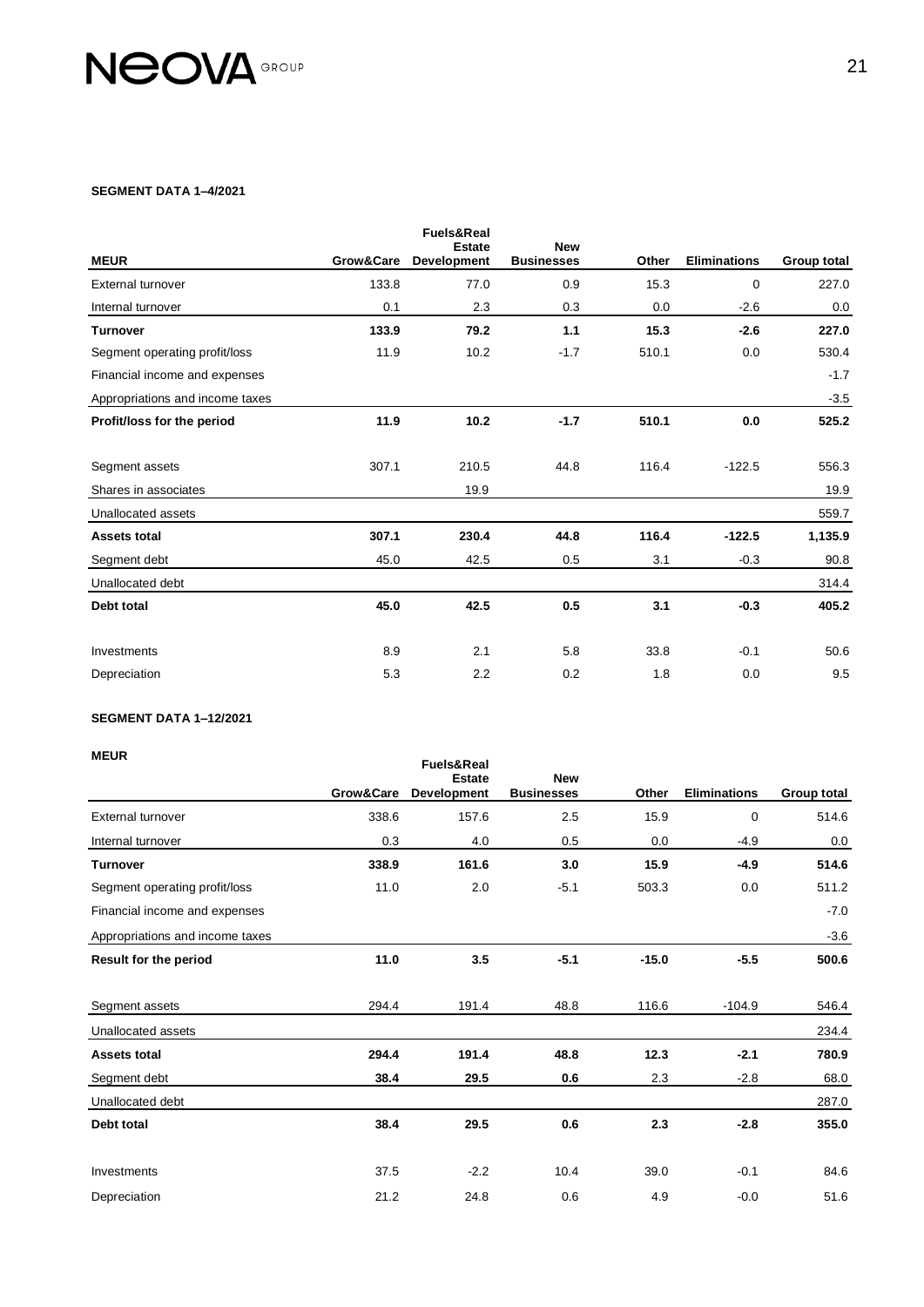#### SEGMENT DATA 1–4/2021

| MEUR | Grow&Care | Fuels&Real Estate Development | New Businesses | Other | Eliminations | Group total |
|---|---|---|---|---|---|---|
| External turnover | 133.8 | 77.0 | 0.9 | 15.3 | 0 | 227.0 |
| Internal turnover | 0.1 | 2.3 | 0.3 | 0.0 | -2.6 | 0.0 |
| **Turnover** | **133.9** | **79.2** | **1.1** | **15.3** | **-2.6** | **227.0** |
| Segment operating profit/loss | 11.9 | 10.2 | -1.7 | 510.1 | 0.0 | 530.4 |
| Financial income and expenses | | | | | | -1.7 |
| Appropriations and income taxes | | | | | | -3.5 |
| **Profit/loss for the period** | **11.9** | **10.2** | **-1.7** | **510.1** | **0.0** | **525.2** |
| | | | | | | |
| Segment assets | 307.1 | 210.5 | 44.8 | 116.4 | -122.5 | 556.3 |
| Shares in associates | | 19.9 | | | | 19.9 |
| Unallocated assets | | | | | | 559.7 |
| **Assets total** | **307.1** | **230.4** | **44.8** | **116.4** | **-122.5** | **1,135.9** |
| Segment debt | 45.0 | 42.5 | 0.5 | 3.1 | -0.3 | 90.8 |
| Unallocated debt | | | | | | 314.4 |
| **Debt total** | **45.0** | **42.5** | **0.5** | **3.1** | **-0.3** | **405.2** |
| | | | | | | |
| Investments | 8.9 | 2.1 | 5.8 | 33.8 | -0.1 | 50.6 |
| Depreciation | 5.3 | 2.2 | 0.2 | 1.8 | 0.0 | 9.5 |

#### SEGMENT DATA 1–12/2021

**MEUR**

| | Grow&Care | Fuels&Real Estate Development | New Businesses | Other | Eliminations | Group total |
|---|---|---|---|---|---|---|
| External turnover | 338.6 | 157.6 | 2.5 | 15.9 | 0 | 514.6 |
| Internal turnover | 0.3 | 4.0 | 0.5 | 0.0 | -4.9 | 0.0 |
| **Turnover** | **338.9** | **161.6** | **3.0** | **15.9** | **-4.9** | **514.6** |
| Segment operating profit/loss | 11.0 | 2.0 | -5.1 | 503.3 | 0.0 | 511.2 |
| Financial income and expenses | | | | | | -7.0 |
| Appropriations and income taxes | | | | | | -3.6 |
| **Result for the period** | **11.0** | **3.5** | **-5.1** | **-15.0** | **-5.5** | **500.6** |
| | | | | | | |
| Segment assets | 294.4 | 191.4 | 48.8 | 116.6 | -104.9 | 546.4 |
| Unallocated assets | | | | | | 234.4 |
| **Assets total** | **294.4** | **191.4** | **48.8** | **12.3** | **-2.1** | **780.9** |
| Segment debt | **38.4** | **29.5** | **0.6** | 2.3 | -2.8 | 68.0 |
| Unallocated debt | | | | | | 287.0 |
| **Debt total** | **38.4** | **29.5** | **0.6** | **2.3** | **-2.8** | **355.0** |
| | | | | | | |
| Investments | 37.5 | -2.2 | 10.4 | 39.0 | -0.1 | 84.6 |
| Depreciation | 21.2 | 24.8 | 0.6 | 4.9 | -0.0 | 51.6 |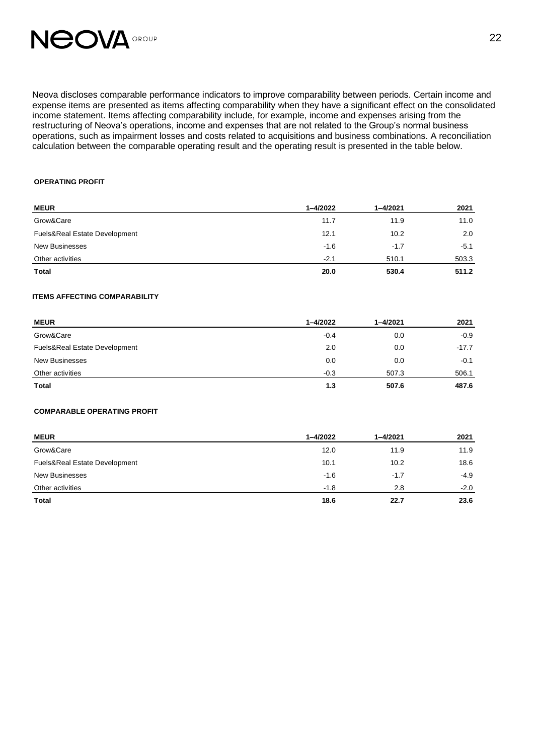Neova discloses comparable performance indicators to improve comparability between periods. Certain income and expense items are presented as items affecting comparability when they have a significant effect on the consolidated income statement. Items affecting comparability include, for example, income and expenses arising from the restructuring of Neova's operations, income and expenses that are not related to the Group's normal business operations, such as impairment losses and costs related to acquisitions and business combinations. A reconciliation calculation between the comparable operating result and the operating result is presented in the table below.

#### OPERATING PROFIT

| MEUR | 1–4/2022 | 1–4/2021 | 2021 |
|---|---|---|---|
| Grow&Care | 11.7 | 11.9 | 11.0 |
| Fuels&Real Estate Development | 12.1 | 10.2 | 2.0 |
| New Businesses | -1.6 | -1.7 | -5.1 |
| Other activities | -2.1 | 510.1 | 503.3 |
| **Total** | **20.0** | **530.4** | **511.2** |

#### ITEMS AFFECTING COMPARABILITY

| MEUR | 1–4/2022 | 1–4/2021 | 2021 |
|---|---|---|---|
| Grow&Care | -0.4 | 0.0 | -0.9 |
| Fuels&Real Estate Development | 2.0 | 0.0 | -17.7 |
| New Businesses | 0.0 | 0.0 | -0.1 |
| Other activities | -0.3 | 507.3 | 506.1 |
| **Total** | **1.3** | **507.6** | **487.6** |

#### COMPARABLE OPERATING PROFIT

| MEUR | 1–4/2022 | 1–4/2021 | 2021 |
|---|---|---|---|
| Grow&Care | 12.0 | 11.9 | 11.9 |
| Fuels&Real Estate Development | 10.1 | 10.2 | 18.6 |
| New Businesses | -1.6 | -1.7 | -4.9 |
| Other activities | -1.8 | 2.8 | -2.0 |
| **Total** | **18.6** | **22.7** | **23.6** |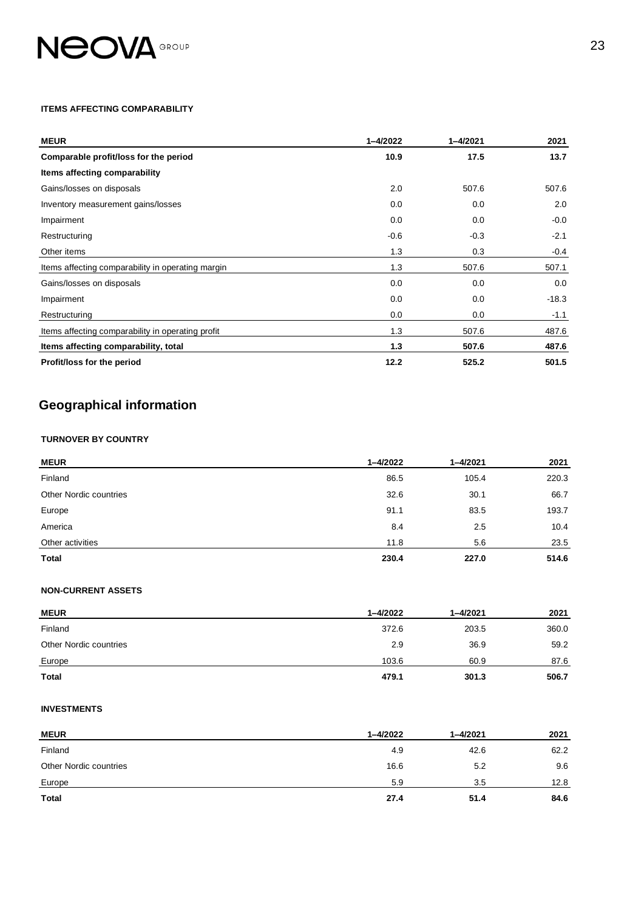#### ITEMS AFFECTING COMPARABILITY

| MEUR | 1–4/2022 | 1–4/2021 | 2021 |
|---|---|---|---|
| **Comparable profit/loss for the period** | **10.9** | **17.5** | **13.7** |
| **Items affecting comparability** | | | |
| Gains/losses on disposals | 2.0 | 507.6 | 507.6 |
| Inventory measurement gains/losses | 0.0 | 0.0 | 2.0 |
| Impairment | 0.0 | 0.0 | -0.0 |
| Restructuring | -0.6 | -0.3 | -2.1 |
| Other items | 1.3 | 0.3 | -0.4 |
| Items affecting comparability in operating margin | 1.3 | 507.6 | 507.1 |
| Gains/losses on disposals | 0.0 | 0.0 | 0.0 |
| Impairment | 0.0 | 0.0 | -18.3 |
| Restructuring | 0.0 | 0.0 | -1.1 |
| Items affecting comparability in operating profit | 1.3 | 507.6 | 487.6 |
| **Items affecting comparability, total** | **1.3** | **507.6** | **487.6** |
| **Profit/loss for the period** | **12.2** | **525.2** | **501.5** |

## Geographical information

#### TURNOVER BY COUNTRY

| MEUR | 1–4/2022 | 1–4/2021 | 2021 |
|---|---|---|---|
| Finland | 86.5 | 105.4 | 220.3 |
| Other Nordic countries | 32.6 | 30.1 | 66.7 |
| Europe | 91.1 | 83.5 | 193.7 |
| America | 8.4 | 2.5 | 10.4 |
| Other activities | 11.8 | 5.6 | 23.5 |
| **Total** | **230.4** | **227.0** | **514.6** |

#### NON-CURRENT ASSETS

| MEUR | 1–4/2022 | 1–4/2021 | 2021 |
|---|---|---|---|
| Finland | 372.6 | 203.5 | 360.0 |
| Other Nordic countries | 2.9 | 36.9 | 59.2 |
| Europe | 103.6 | 60.9 | 87.6 |
| **Total** | **479.1** | **301.3** | **506.7** |

#### INVESTMENTS

| MEUR | 1–4/2022 | 1–4/2021 | 2021 |
|---|---|---|---|
| Finland | 4.9 | 42.6 | 62.2 |
| Other Nordic countries | 16.6 | 5.2 | 9.6 |
| Europe | 5.9 | 3.5 | 12.8 |
| **Total** | **27.4** | **51.4** | **84.6** |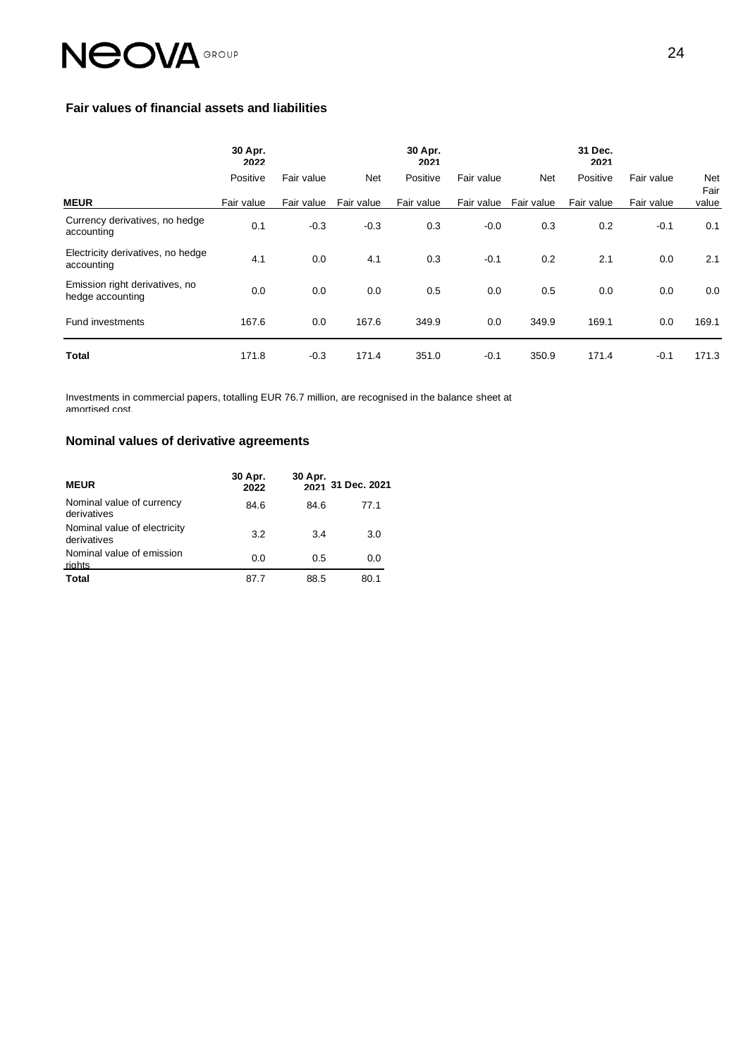### Fair values of financial assets and liabilities

| | 30 Apr. 2022 | | | 30 Apr. 2021 | | | 31 Dec. 2021 | | |
|---|---|---|---|---|---|---|---|---|---|
| | Positive | Fair value | Net | Positive | Fair value | Net | Positive | Fair value | Net Fair |
| **MEUR** | Fair value | Fair value | Fair value | Fair value | Fair value | Fair value | Fair value | Fair value | value |
| Currency derivatives, no hedge accounting | 0.1 | -0.3 | -0.3 | 0.3 | -0.0 | 0.3 | 0.2 | -0.1 | 0.1 |
| Electricity derivatives, no hedge accounting | 4.1 | 0.0 | 4.1 | 0.3 | -0.1 | 0.2 | 2.1 | 0.0 | 2.1 |
| Emission right derivatives, no hedge accounting | 0.0 | 0.0 | 0.0 | 0.5 | 0.0 | 0.5 | 0.0 | 0.0 | 0.0 |
| Fund investments | 167.6 | 0.0 | 167.6 | 349.9 | 0.0 | 349.9 | 169.1 | 0.0 | 169.1 |
| **Total** | 171.8 | -0.3 | 171.4 | 351.0 | -0.1 | 350.9 | 171.4 | -0.1 | 171.3 |

Investments in commercial papers, totalling EUR 76.7 million, are recognised in the balance sheet at amortised cost.

### Nominal values of derivative agreements

| **MEUR** | **30 Apr. 2022** | **30 Apr. 2021** | **31 Dec. 2021** |
|---|---|---|---|
| Nominal value of currency derivatives | 84.6 | 84.6 | 77.1 |
| Nominal value of electricity derivatives | 3.2 | 3.4 | 3.0 |
| Nominal value of emission rights | 0.0 | 0.5 | 0.0 |
| **Total** | 87.7 | 88.5 | 80.1 |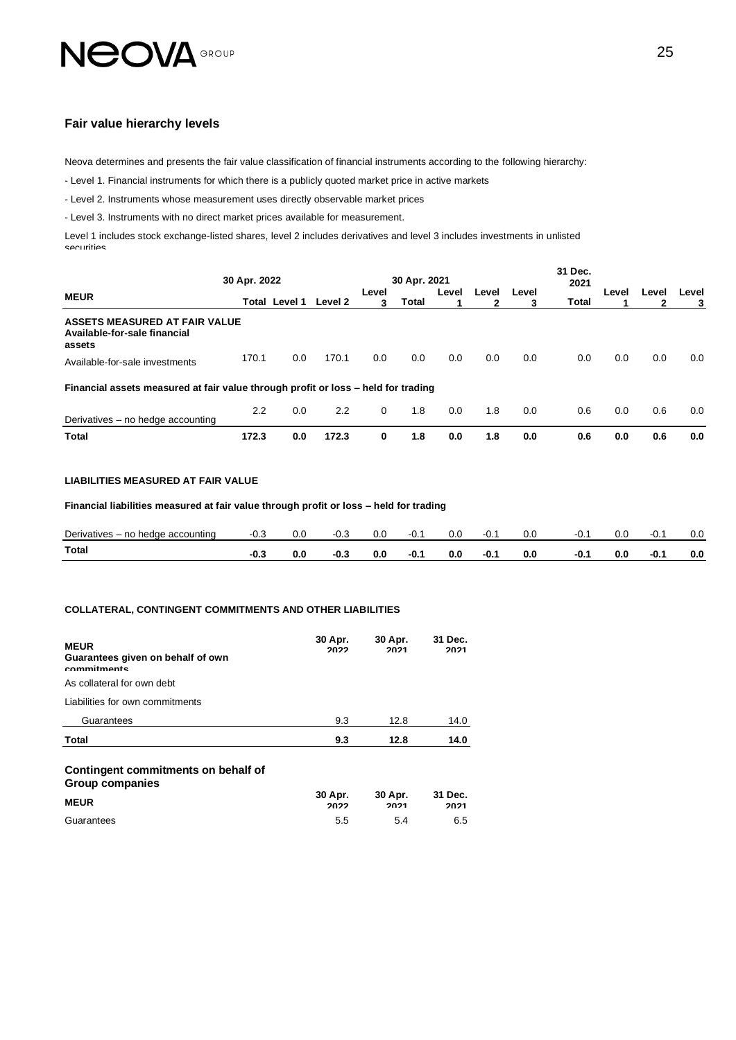## Fair value hierarchy levels

Neova determines and presents the fair value classification of financial instruments according to the following hierarchy:

- Level 1. Financial instruments for which there is a publicly quoted market price in active markets

- Level 2. Instruments whose measurement uses directly observable market prices

- Level 3. Instruments with no direct market prices available for measurement.

Level 1 includes stock exchange-listed shares, level 2 includes derivatives and level 3 includes investments in unlisted securities

| MEUR | 30 Apr. 2022 | | | | 30 Apr. 2021 | | | | 31 Dec. 2021 | | | |
|---|---|---|---|---|---|---|---|---|---|---|---|---|
| | Total | Level 1 | Level 2 | Level 3 | Total | Level 1 | Level 2 | Level 3 | Total | Level 1 | Level 2 | Level 3 |
| **ASSETS MEASURED AT FAIR VALUE** | | | | | | | | | | | | |
| **Available-for-sale financial assets** | | | | | | | | | | | | |
| Available-for-sale investments | 170.1 | 0.0 | 170.1 | 0.0 | 0.0 | 0.0 | 0.0 | 0.0 | 0.0 | 0.0 | 0.0 | 0.0 |
| **Financial assets measured at fair value through profit or loss – held for trading** | | | | | | | | | | | | |
| Derivatives – no hedge accounting | 2.2 | 0.0 | 2.2 | 0 | 1.8 | 0.0 | 1.8 | 0.0 | 0.6 | 0.0 | 0.6 | 0.0 |
| **Total** | **172.3** | **0.0** | **172.3** | **0** | **1.8** | **0.0** | **1.8** | **0.0** | **0.6** | **0.0** | **0.6** | **0.0** |
| | | | | | | | | | | | | |
| **LIABILITIES MEASURED AT FAIR VALUE** | | | | | | | | | | | | |
| **Financial liabilities measured at fair value through profit or loss – held for trading** | | | | | | | | | | | | |
| Derivatives – no hedge accounting | -0.3 | 0.0 | -0.3 | 0.0 | -0.1 | 0.0 | -0.1 | 0.0 | -0.1 | 0.0 | -0.1 | 0.0 |
| **Total** | **-0.3** | **0.0** | **-0.3** | **0.0** | **-0.1** | **0.0** | **-0.1** | **0.0** | **-0.1** | **0.0** | **-0.1** | **0.0** |

### COLLATERAL, CONTINGENT COMMITMENTS AND OTHER LIABILITIES

| MEUR | 30 Apr. 2022 | 30 Apr. 2021 | 31 Dec. 2021 |
|---|---|---|---|
| **Guarantees given on behalf of own commitments** | | | |
| As collateral for own debt | | | |
| Liabilities for own commitments | | | |
| Guarantees | 9.3 | 12.8 | 14.0 |
| **Total** | **9.3** | **12.8** | **14.0** |

### Contingent commitments on behalf of Group companies

| MEUR | 30 Apr. 2022 | 30 Apr. 2021 | 31 Dec. 2021 |
|---|---|---|---|
| Guarantees | 5.5 | 5.4 | 6.5 |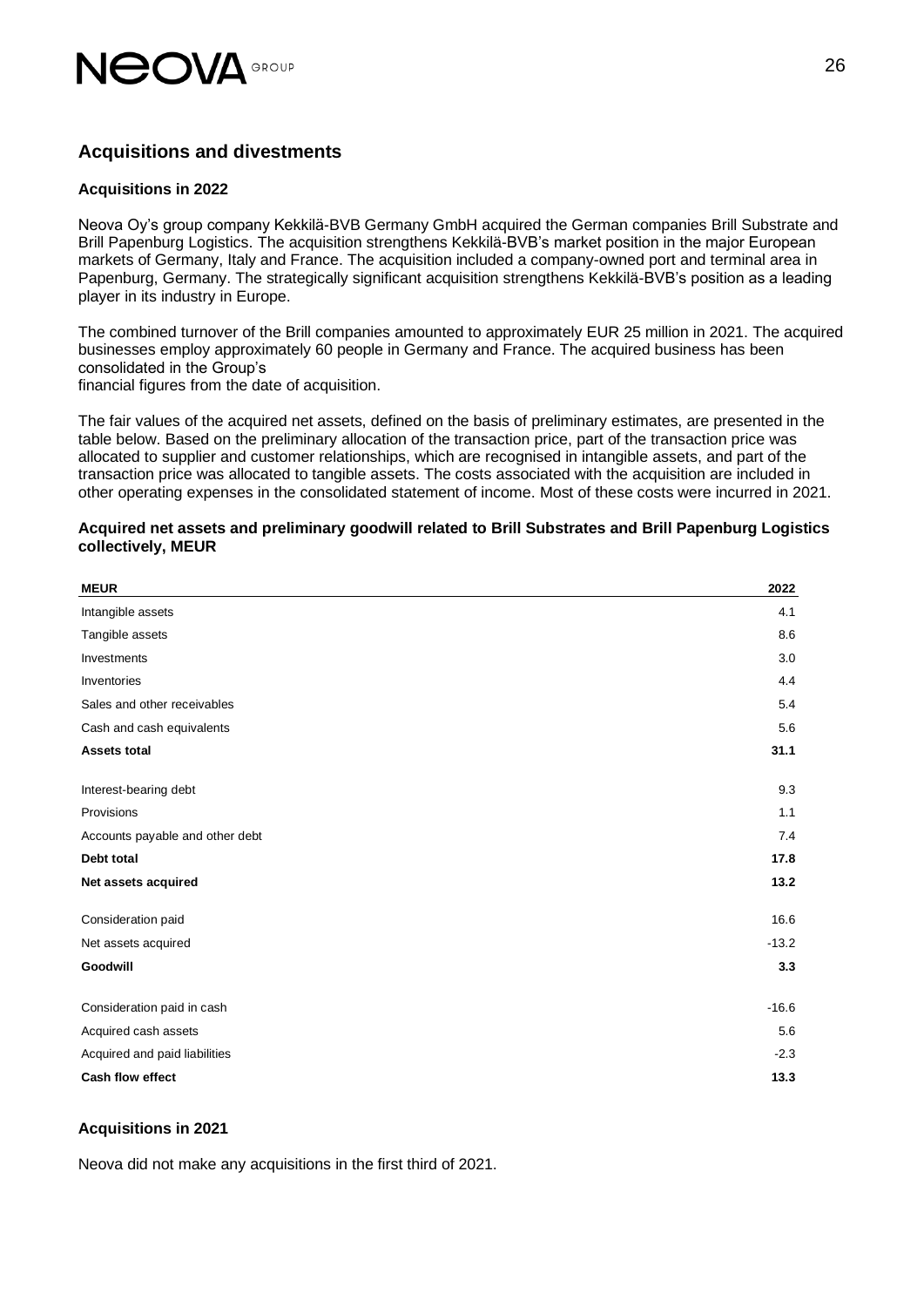## Acquisitions and divestments

### Acquisitions in 2022

Neova Oy's group company Kekkilä-BVB Germany GmbH acquired the German companies Brill Substrate and Brill Papenburg Logistics. The acquisition strengthens Kekkilä-BVB's market position in the major European markets of Germany, Italy and France. The acquisition included a company-owned port and terminal area in Papenburg, Germany. The strategically significant acquisition strengthens Kekkilä-BVB's position as a leading player in its industry in Europe.

The combined turnover of the Brill companies amounted to approximately EUR 25 million in 2021. The acquired businesses employ approximately 60 people in Germany and France. The acquired business has been consolidated in the Group's
financial figures from the date of acquisition.

The fair values of the acquired net assets, defined on the basis of preliminary estimates, are presented in the table below. Based on the preliminary allocation of the transaction price, part of the transaction price was allocated to supplier and customer relationships, which are recognised in intangible assets, and part of the transaction price was allocated to tangible assets. The costs associated with the acquisition are included in other operating expenses in the consolidated statement of income. Most of these costs were incurred in 2021.

**Acquired net assets and preliminary goodwill related to Brill Substrates and Brill Papenburg Logistics collectively, MEUR**

| MEUR | 2022 |
|---|---|
| Intangible assets | 4.1 |
| Tangible assets | 8.6 |
| Investments | 3.0 |
| Inventories | 4.4 |
| Sales and other receivables | 5.4 |
| Cash and cash equivalents | 5.6 |
| **Assets total** | **31.1** |
| | |
| Interest-bearing debt | 9.3 |
| Provisions | 1.1 |
| Accounts payable and other debt | 7.4 |
| **Debt total** | **17.8** |
| **Net assets acquired** | **13.2** |
| | |
| Consideration paid | 16.6 |
| Net assets acquired | -13.2 |
| **Goodwill** | **3.3** |
| | |
| Consideration paid in cash | -16.6 |
| Acquired cash assets | 5.6 |
| Acquired and paid liabilities | -2.3 |
| **Cash flow effect** | **13.3** |

### Acquisitions in 2021

Neova did not make any acquisitions in the first third of 2021.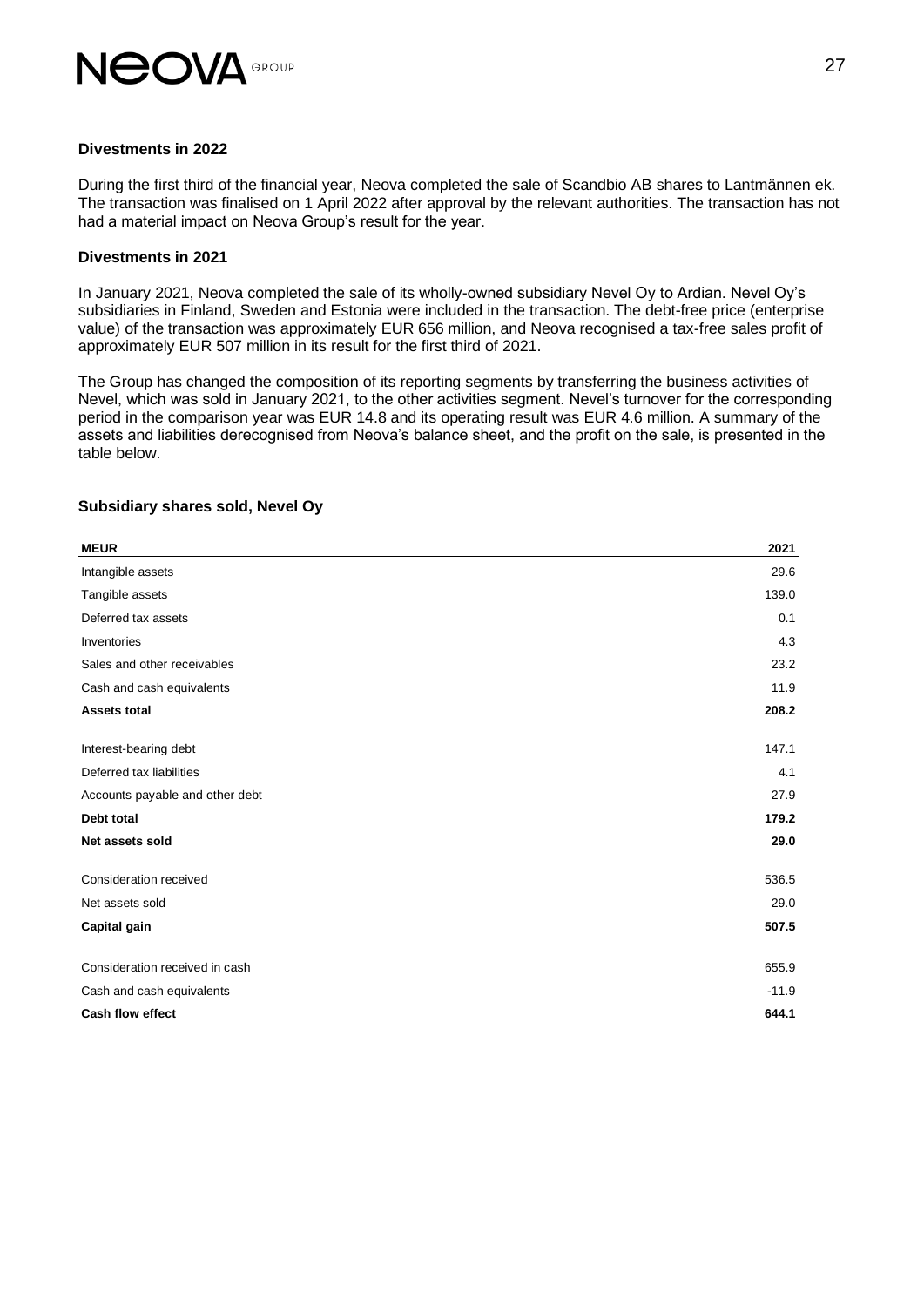### Divestments in 2022

During the first third of the financial year, Neova completed the sale of Scandbio AB shares to Lantmännen ek. The transaction was finalised on 1 April 2022 after approval by the relevant authorities. The transaction has not had a material impact on Neova Group's result for the year.

### Divestments in 2021

In January 2021, Neova completed the sale of its wholly-owned subsidiary Nevel Oy to Ardian. Nevel Oy's subsidiaries in Finland, Sweden and Estonia were included in the transaction. The debt-free price (enterprise value) of the transaction was approximately EUR 656 million, and Neova recognised a tax-free sales profit of approximately EUR 507 million in its result for the first third of 2021.

The Group has changed the composition of its reporting segments by transferring the business activities of Nevel, which was sold in January 2021, to the other activities segment. Nevel's turnover for the corresponding period in the comparison year was EUR 14.8 and its operating result was EUR 4.6 million. A summary of the assets and liabilities derecognised from Neova's balance sheet, and the profit on the sale, is presented in the table below.

### Subsidiary shares sold, Nevel Oy

| MEUR | 2021 |
|---|---|
| Intangible assets | 29.6 |
| Tangible assets | 139.0 |
| Deferred tax assets | 0.1 |
| Inventories | 4.3 |
| Sales and other receivables | 23.2 |
| Cash and cash equivalents | 11.9 |
| **Assets total** | **208.2** |
| Interest-bearing debt | 147.1 |
| Deferred tax liabilities | 4.1 |
| Accounts payable and other debt | 27.9 |
| **Debt total** | **179.2** |
| **Net assets sold** | **29.0** |
| Consideration received | 536.5 |
| Net assets sold | 29.0 |
| **Capital gain** | **507.5** |
| Consideration received in cash | 655.9 |
| Cash and cash equivalents | -11.9 |
| **Cash flow effect** | **644.1** |